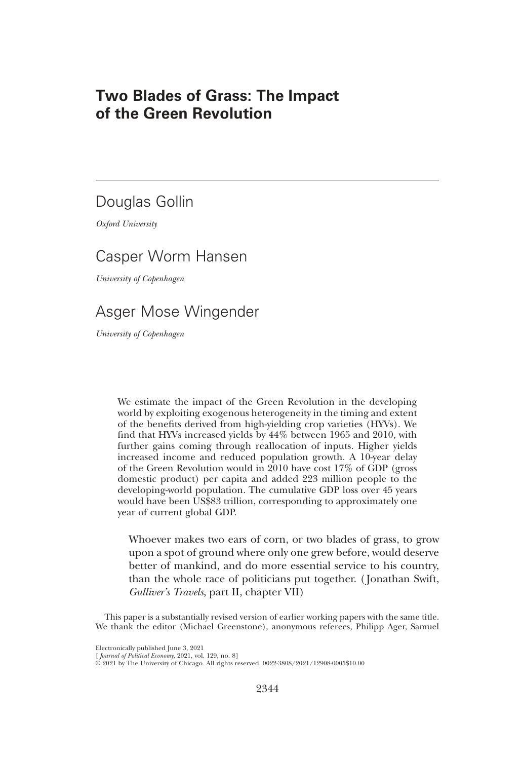# Two Blades of Grass: The Impact of the Green Revolution

Douglas Gollin

*Oxford University*

Casper Worm Hansen

*University of Copenhagen*

Asger Mose Wingender

*University of Copenhagen*

We estimate the impact of the Green Revolution in the developing world by exploiting exogenous heterogeneity in the timing and extent of the benefits derived from high-yielding crop varieties (HYVs). We find that HYVs increased yields by 44% between 1965 and 2010, with further gains coming through reallocation of inputs. Higher yields increased income and reduced population growth. A 10-year delay of the Green Revolution would in 2010 have cost 17% of GDP (gross domestic product) per capita and added 223 million people to the developing-world population. The cumulative GDP loss over 45 years would have been US$83 trillion, corresponding to approximately one year of current global GDP.

> Whoever makes two ears of corn, or two blades of grass, to grow upon a spot of ground where only one grew before, would deserve better of mankind, and do more essential service to his country, than the whole race of politicians put together. (Jonathan Swift, *Gulliver's Travels*, part II, chapter VII)

This paper is a substantially revised version of earlier working papers with the same title. We thank the editor (Michael Greenstone), anonymous referees, Philipp Ager, Samuel

Electronically published June 3, 2021
[*Journal of Political Economy*, 2021, vol. 129, no. 8]
© 2021 by The University of Chicago. All rights reserved. 0022-3808/2021/12908-0005$10.00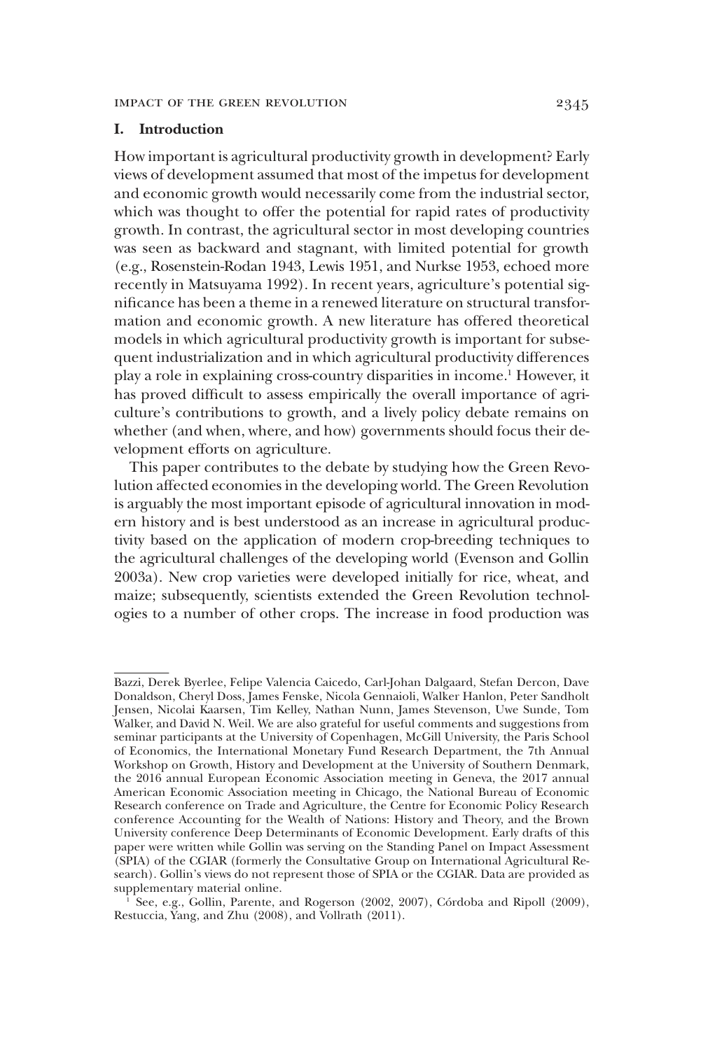## I. Introduction

How important is agricultural productivity growth in development? Early views of development assumed that most of the impetus for development and economic growth would necessarily come from the industrial sector, which was thought to offer the potential for rapid rates of productivity growth. In contrast, the agricultural sector in most developing countries was seen as backward and stagnant, with limited potential for growth (e.g., Rosenstein-Rodan 1943, Lewis 1951, and Nurkse 1953, echoed more recently in Matsuyama 1992). In recent years, agriculture's potential significance has been a theme in a renewed literature on structural transformation and economic growth. A new literature has offered theoretical models in which agricultural productivity growth is important for subsequent industrialization and in which agricultural productivity differences play a role in explaining cross-country disparities in income.[1] However, it has proved difficult to assess empirically the overall importance of agriculture's contributions to growth, and a lively policy debate remains on whether (and when, where, and how) governments should focus their development efforts on agriculture.

This paper contributes to the debate by studying how the Green Revolution affected economies in the developing world. The Green Revolution is arguably the most important episode of agricultural innovation in modern history and is best understood as an increase in agricultural productivity based on the application of modern crop-breeding techniques to the agricultural challenges of the developing world (Evenson and Gollin 2003a). New crop varieties were developed initially for rice, wheat, and maize; subsequently, scientists extended the Green Revolution technologies to a number of other crops. The increase in food production was

---

Bazzi, Derek Byerlee, Felipe Valencia Caicedo, Carl-Johan Dalgaard, Stefan Dercon, Dave Donaldson, Cheryl Doss, James Fenske, Nicola Gennaioli, Walker Hanlon, Peter Sandholt Jensen, Nicolai Kaarsen, Tim Kelley, Nathan Nunn, James Stevenson, Uwe Sunde, Tom Walker, and David N. Weil. We are also grateful for useful comments and suggestions from seminar participants at the University of Copenhagen, McGill University, the Paris School of Economics, the International Monetary Fund Research Department, the 7th Annual Workshop on Growth, History and Development at the University of Southern Denmark, the 2016 annual European Economic Association meeting in Geneva, the 2017 annual American Economic Association meeting in Chicago, the National Bureau of Economic Research conference on Trade and Agriculture, the Centre for Economic Policy Research conference Accounting for the Wealth of Nations: History and Theory, and the Brown University conference Deep Determinants of Economic Development. Early drafts of this paper were written while Gollin was serving on the Standing Panel on Impact Assessment (SPIA) of the CGIAR (formerly the Consultative Group on International Agricultural Research). Gollin's views do not represent those of SPIA or the CGIAR. Data are provided as supplementary material online.

[1] See, e.g., Gollin, Parente, and Rogerson (2002, 2007), Córdoba and Ripoll (2009), Restuccia, Yang, and Zhu (2008), and Vollrath (2011).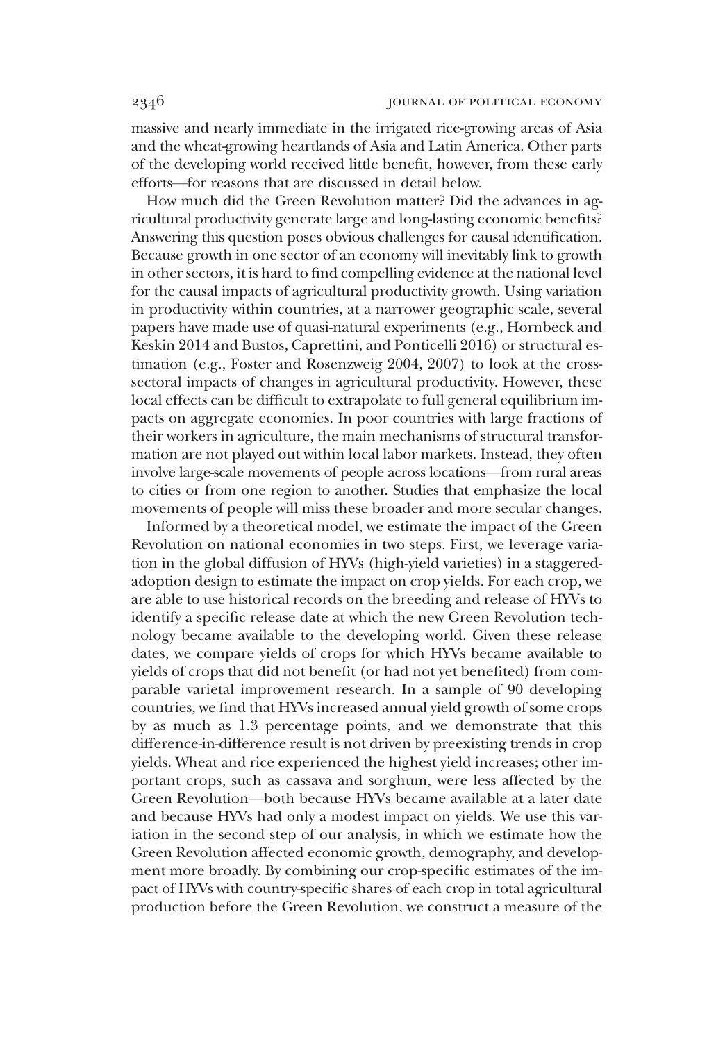massive and nearly immediate in the irrigated rice-growing areas of Asia and the wheat-growing heartlands of Asia and Latin America. Other parts of the developing world received little benefit, however, from these early efforts—for reasons that are discussed in detail below.

How much did the Green Revolution matter? Did the advances in agricultural productivity generate large and long-lasting economic benefits? Answering this question poses obvious challenges for causal identification. Because growth in one sector of an economy will inevitably link to growth in other sectors, it is hard to find compelling evidence at the national level for the causal impacts of agricultural productivity growth. Using variation in productivity within countries, at a narrower geographic scale, several papers have made use of quasi-natural experiments (e.g., Hornbeck and Keskin 2014 and Bustos, Caprettini, and Ponticelli 2016) or structural estimation (e.g., Foster and Rosenzweig 2004, 2007) to look at the cross-sectoral impacts of changes in agricultural productivity. However, these local effects can be difficult to extrapolate to full general equilibrium impacts on aggregate economies. In poor countries with large fractions of their workers in agriculture, the main mechanisms of structural transformation are not played out within local labor markets. Instead, they often involve large-scale movements of people across locations—from rural areas to cities or from one region to another. Studies that emphasize the local movements of people will miss these broader and more secular changes.

Informed by a theoretical model, we estimate the impact of the Green Revolution on national economies in two steps. First, we leverage variation in the global diffusion of HYVs (high-yield varieties) in a staggered-adoption design to estimate the impact on crop yields. For each crop, we are able to use historical records on the breeding and release of HYVs to identify a specific release date at which the new Green Revolution technology became available to the developing world. Given these release dates, we compare yields of crops for which HYVs became available to yields of crops that did not benefit (or had not yet benefited) from comparable varietal improvement research. In a sample of 90 developing countries, we find that HYVs increased annual yield growth of some crops by as much as 1.3 percentage points, and we demonstrate that this difference-in-difference result is not driven by preexisting trends in crop yields. Wheat and rice experienced the highest yield increases; other important crops, such as cassava and sorghum, were less affected by the Green Revolution—both because HYVs became available at a later date and because HYVs had only a modest impact on yields. We use this variation in the second step of our analysis, in which we estimate how the Green Revolution affected economic growth, demography, and development more broadly. By combining our crop-specific estimates of the impact of HYVs with country-specific shares of each crop in total agricultural production before the Green Revolution, we construct a measure of the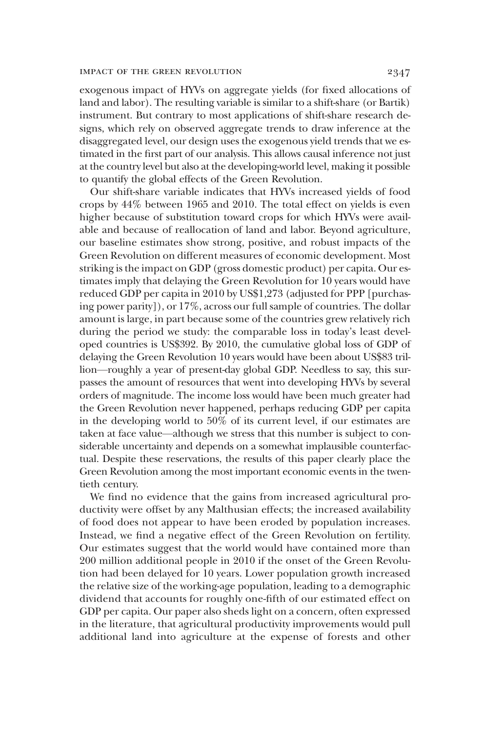exogenous impact of HYVs on aggregate yields (for fixed allocations of land and labor). The resulting variable is similar to a shift-share (or Bartik) instrument. But contrary to most applications of shift-share research designs, which rely on observed aggregate trends to draw inference at the disaggregated level, our design uses the exogenous yield trends that we estimated in the first part of our analysis. This allows causal inference not just at the country level but also at the developing-world level, making it possible to quantify the global effects of the Green Revolution.

Our shift-share variable indicates that HYVs increased yields of food crops by 44% between 1965 and 2010. The total effect on yields is even higher because of substitution toward crops for which HYVs were available and because of reallocation of land and labor. Beyond agriculture, our baseline estimates show strong, positive, and robust impacts of the Green Revolution on different measures of economic development. Most striking is the impact on GDP (gross domestic product) per capita. Our estimates imply that delaying the Green Revolution for 10 years would have reduced GDP per capita in 2010 by US$1,273 (adjusted for PPP [purchasing power parity]), or 17%, across our full sample of countries. The dollar amount is large, in part because some of the countries grew relatively rich during the period we study: the comparable loss in today's least developed countries is US$392. By 2010, the cumulative global loss of GDP of delaying the Green Revolution 10 years would have been about US$83 trillion—roughly a year of present-day global GDP. Needless to say, this surpasses the amount of resources that went into developing HYVs by several orders of magnitude. The income loss would have been much greater had the Green Revolution never happened, perhaps reducing GDP per capita in the developing world to 50% of its current level, if our estimates are taken at face value—although we stress that this number is subject to considerable uncertainty and depends on a somewhat implausible counterfactual. Despite these reservations, the results of this paper clearly place the Green Revolution among the most important economic events in the twentieth century.

We find no evidence that the gains from increased agricultural productivity were offset by any Malthusian effects; the increased availability of food does not appear to have been eroded by population increases. Instead, we find a negative effect of the Green Revolution on fertility. Our estimates suggest that the world would have contained more than 200 million additional people in 2010 if the onset of the Green Revolution had been delayed for 10 years. Lower population growth increased the relative size of the working-age population, leading to a demographic dividend that accounts for roughly one-fifth of our estimated effect on GDP per capita. Our paper also sheds light on a concern, often expressed in the literature, that agricultural productivity improvements would pull additional land into agriculture at the expense of forests and other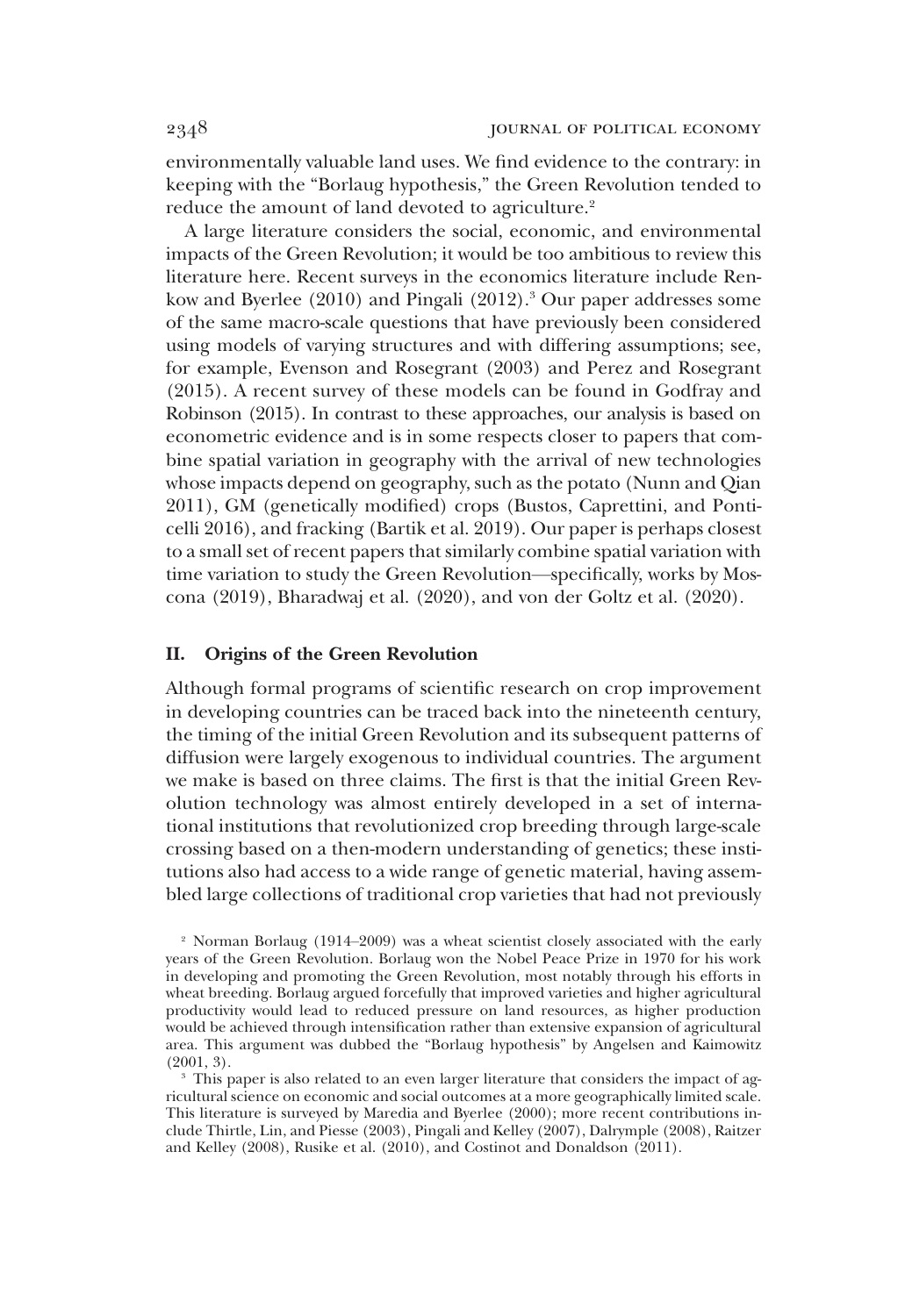environmentally valuable land uses. We find evidence to the contrary: in keeping with the "Borlaug hypothesis," the Green Revolution tended to reduce the amount of land devoted to agriculture.[2]

A large literature considers the social, economic, and environmental impacts of the Green Revolution; it would be too ambitious to review this literature here. Recent surveys in the economics literature include Renkow and Byerlee (2010) and Pingali (2012).[3] Our paper addresses some of the same macro-scale questions that have previously been considered using models of varying structures and with differing assumptions; see, for example, Evenson and Rosegrant (2003) and Perez and Rosegrant (2015). A recent survey of these models can be found in Godfray and Robinson (2015). In contrast to these approaches, our analysis is based on econometric evidence and is in some respects closer to papers that combine spatial variation in geography with the arrival of new technologies whose impacts depend on geography, such as the potato (Nunn and Qian 2011), GM (genetically modified) crops (Bustos, Caprettini, and Ponticelli 2016), and fracking (Bartik et al. 2019). Our paper is perhaps closest to a small set of recent papers that similarly combine spatial variation with time variation to study the Green Revolution—specifically, works by Moscona (2019), Bharadwaj et al. (2020), and von der Goltz et al. (2020).

## II. Origins of the Green Revolution

Although formal programs of scientific research on crop improvement in developing countries can be traced back into the nineteenth century, the timing of the initial Green Revolution and its subsequent patterns of diffusion were largely exogenous to individual countries. The argument we make is based on three claims. The first is that the initial Green Revolution technology was almost entirely developed in a set of international institutions that revolutionized crop breeding through large-scale crossing based on a then-modern understanding of genetics; these institutions also had access to a wide range of genetic material, having assembled large collections of traditional crop varieties that had not previously

[2] Norman Borlaug (1914–2009) was a wheat scientist closely associated with the early years of the Green Revolution. Borlaug won the Nobel Peace Prize in 1970 for his work in developing and promoting the Green Revolution, most notably through his efforts in wheat breeding. Borlaug argued forcefully that improved varieties and higher agricultural productivity would lead to reduced pressure on land resources, as higher production would be achieved through intensification rather than extensive expansion of agricultural area. This argument was dubbed the "Borlaug hypothesis" by Angelsen and Kaimowitz (2001, 3).

[3] This paper is also related to an even larger literature that considers the impact of agricultural science on economic and social outcomes at a more geographically limited scale. This literature is surveyed by Maredia and Byerlee (2000); more recent contributions include Thirtle, Lin, and Piesse (2003), Pingali and Kelley (2007), Dalrymple (2008), Raitzer and Kelley (2008), Rusike et al. (2010), and Costinot and Donaldson (2011).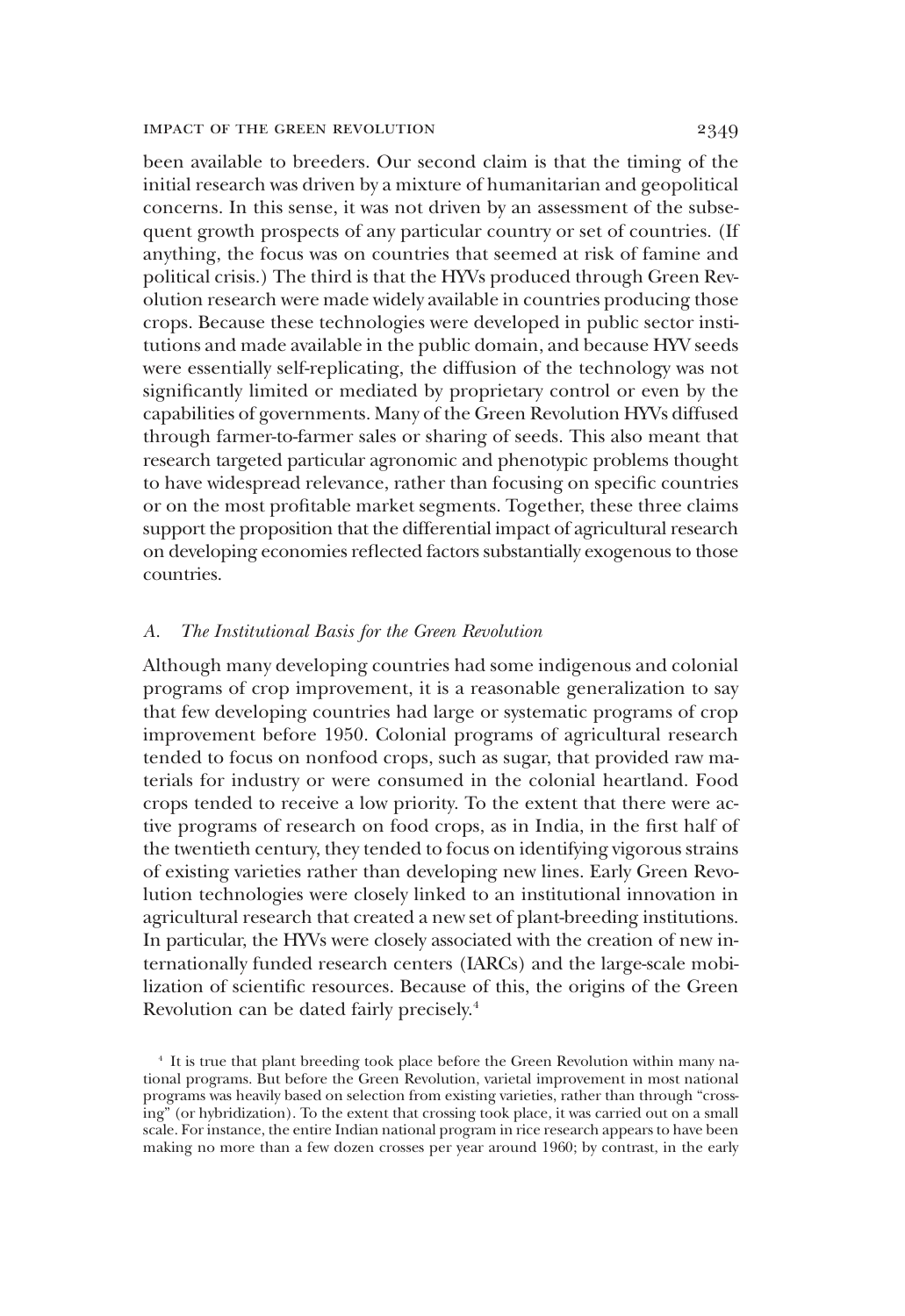been available to breeders. Our second claim is that the timing of the initial research was driven by a mixture of humanitarian and geopolitical concerns. In this sense, it was not driven by an assessment of the subsequent growth prospects of any particular country or set of countries. (If anything, the focus was on countries that seemed at risk of famine and political crisis.) The third is that the HYVs produced through Green Revolution research were made widely available in countries producing those crops. Because these technologies were developed in public sector institutions and made available in the public domain, and because HYV seeds were essentially self-replicating, the diffusion of the technology was not significantly limited or mediated by proprietary control or even by the capabilities of governments. Many of the Green Revolution HYVs diffused through farmer-to-farmer sales or sharing of seeds. This also meant that research targeted particular agronomic and phenotypic problems thought to have widespread relevance, rather than focusing on specific countries or on the most profitable market segments. Together, these three claims support the proposition that the differential impact of agricultural research on developing economies reflected factors substantially exogenous to those countries.

### *A. The Institutional Basis for the Green Revolution*

Although many developing countries had some indigenous and colonial programs of crop improvement, it is a reasonable generalization to say that few developing countries had large or systematic programs of crop improvement before 1950. Colonial programs of agricultural research tended to focus on nonfood crops, such as sugar, that provided raw materials for industry or were consumed in the colonial heartland. Food crops tended to receive a low priority. To the extent that there were active programs of research on food crops, as in India, in the first half of the twentieth century, they tended to focus on identifying vigorous strains of existing varieties rather than developing new lines. Early Green Revolution technologies were closely linked to an institutional innovation in agricultural research that created a new set of plant-breeding institutions. In particular, the HYVs were closely associated with the creation of new internationally funded research centers (IARCs) and the large-scale mobilization of scientific resources. Because of this, the origins of the Green Revolution can be dated fairly precisely.[4]

[4] It is true that plant breeding took place before the Green Revolution within many national programs. But before the Green Revolution, varietal improvement in most national programs was heavily based on selection from existing varieties, rather than through "crossing" (or hybridization). To the extent that crossing took place, it was carried out on a small scale. For instance, the entire Indian national program in rice research appears to have been making no more than a few dozen crosses per year around 1960; by contrast, in the early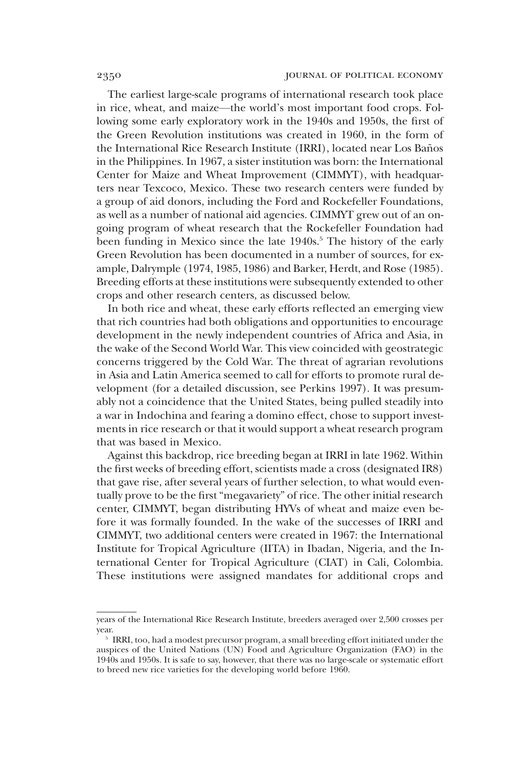The earliest large-scale programs of international research took place in rice, wheat, and maize—the world's most important food crops. Following some early exploratory work in the 1940s and 1950s, the first of the Green Revolution institutions was created in 1960, in the form of the International Rice Research Institute (IRRI), located near Los Baños in the Philippines. In 1967, a sister institution was born: the International Center for Maize and Wheat Improvement (CIMMYT), with headquarters near Texcoco, Mexico. These two research centers were funded by a group of aid donors, including the Ford and Rockefeller Foundations, as well as a number of national aid agencies. CIMMYT grew out of an ongoing program of wheat research that the Rockefeller Foundation had been funding in Mexico since the late 1940s.[5] The history of the early Green Revolution has been documented in a number of sources, for example, Dalrymple (1974, 1985, 1986) and Barker, Herdt, and Rose (1985). Breeding efforts at these institutions were subsequently extended to other crops and other research centers, as discussed below.

In both rice and wheat, these early efforts reflected an emerging view that rich countries had both obligations and opportunities to encourage development in the newly independent countries of Africa and Asia, in the wake of the Second World War. This view coincided with geostrategic concerns triggered by the Cold War. The threat of agrarian revolutions in Asia and Latin America seemed to call for efforts to promote rural development (for a detailed discussion, see Perkins 1997). It was presumably not a coincidence that the United States, being pulled steadily into a war in Indochina and fearing a domino effect, chose to support investments in rice research or that it would support a wheat research program that was based in Mexico.

Against this backdrop, rice breeding began at IRRI in late 1962. Within the first weeks of breeding effort, scientists made a cross (designated IR8) that gave rise, after several years of further selection, to what would eventually prove to be the first "megavariety" of rice. The other initial research center, CIMMYT, began distributing HYVs of wheat and maize even before it was formally founded. In the wake of the successes of IRRI and CIMMYT, two additional centers were created in 1967: the International Institute for Tropical Agriculture (IITA) in Ibadan, Nigeria, and the International Center for Tropical Agriculture (CIAT) in Cali, Colombia. These institutions were assigned mandates for additional crops and

years of the International Rice Research Institute, breeders averaged over 2,500 crosses per year.

[5] IRRI, too, had a modest precursor program, a small breeding effort initiated under the auspices of the United Nations (UN) Food and Agriculture Organization (FAO) in the 1940s and 1950s. It is safe to say, however, that there was no large-scale or systematic effort to breed new rice varieties for the developing world before 1960.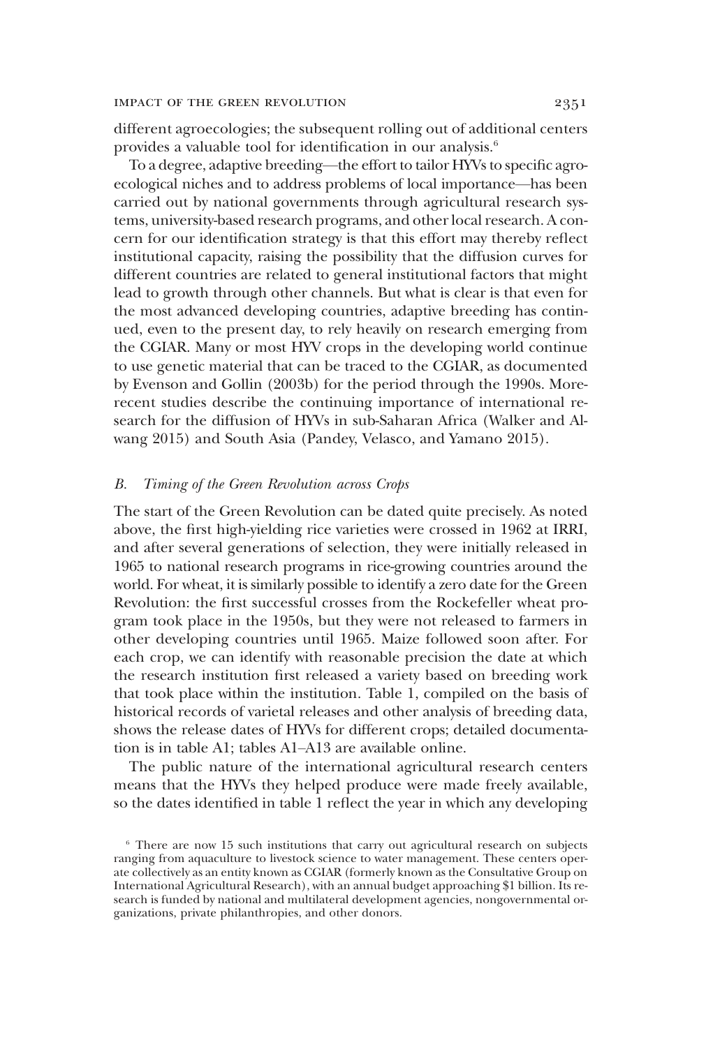different agroecologies; the subsequent rolling out of additional centers provides a valuable tool for identification in our analysis.[6]

To a degree, adaptive breeding—the effort to tailor HYVs to specific agroecological niches and to address problems of local importance—has been carried out by national governments through agricultural research systems, university-based research programs, and other local research. A concern for our identification strategy is that this effort may thereby reflect institutional capacity, raising the possibility that the diffusion curves for different countries are related to general institutional factors that might lead to growth through other channels. But what is clear is that even for the most advanced developing countries, adaptive breeding has continued, even to the present day, to rely heavily on research emerging from the CGIAR. Many or most HYV crops in the developing world continue to use genetic material that can be traced to the CGIAR, as documented by Evenson and Gollin (2003b) for the period through the 1990s. More-recent studies describe the continuing importance of international research for the diffusion of HYVs in sub-Saharan Africa (Walker and Alwang 2015) and South Asia (Pandey, Velasco, and Yamano 2015).

### *B. Timing of the Green Revolution across Crops*

The start of the Green Revolution can be dated quite precisely. As noted above, the first high-yielding rice varieties were crossed in 1962 at IRRI, and after several generations of selection, they were initially released in 1965 to national research programs in rice-growing countries around the world. For wheat, it is similarly possible to identify a zero date for the Green Revolution: the first successful crosses from the Rockefeller wheat program took place in the 1950s, but they were not released to farmers in other developing countries until 1965. Maize followed soon after. For each crop, we can identify with reasonable precision the date at which the research institution first released a variety based on breeding work that took place within the institution. Table 1, compiled on the basis of historical records of varietal releases and other analysis of breeding data, shows the release dates of HYVs for different crops; detailed documentation is in table A1; tables A1–A13 are available online.

The public nature of the international agricultural research centers means that the HYVs they helped produce were made freely available, so the dates identified in table 1 reflect the year in which any developing

[6] There are now 15 such institutions that carry out agricultural research on subjects ranging from aquaculture to livestock science to water management. These centers operate collectively as an entity known as CGIAR (formerly known as the Consultative Group on International Agricultural Research), with an annual budget approaching $1 billion. Its research is funded by national and multilateral development agencies, nongovernmental organizations, private philanthropies, and other donors.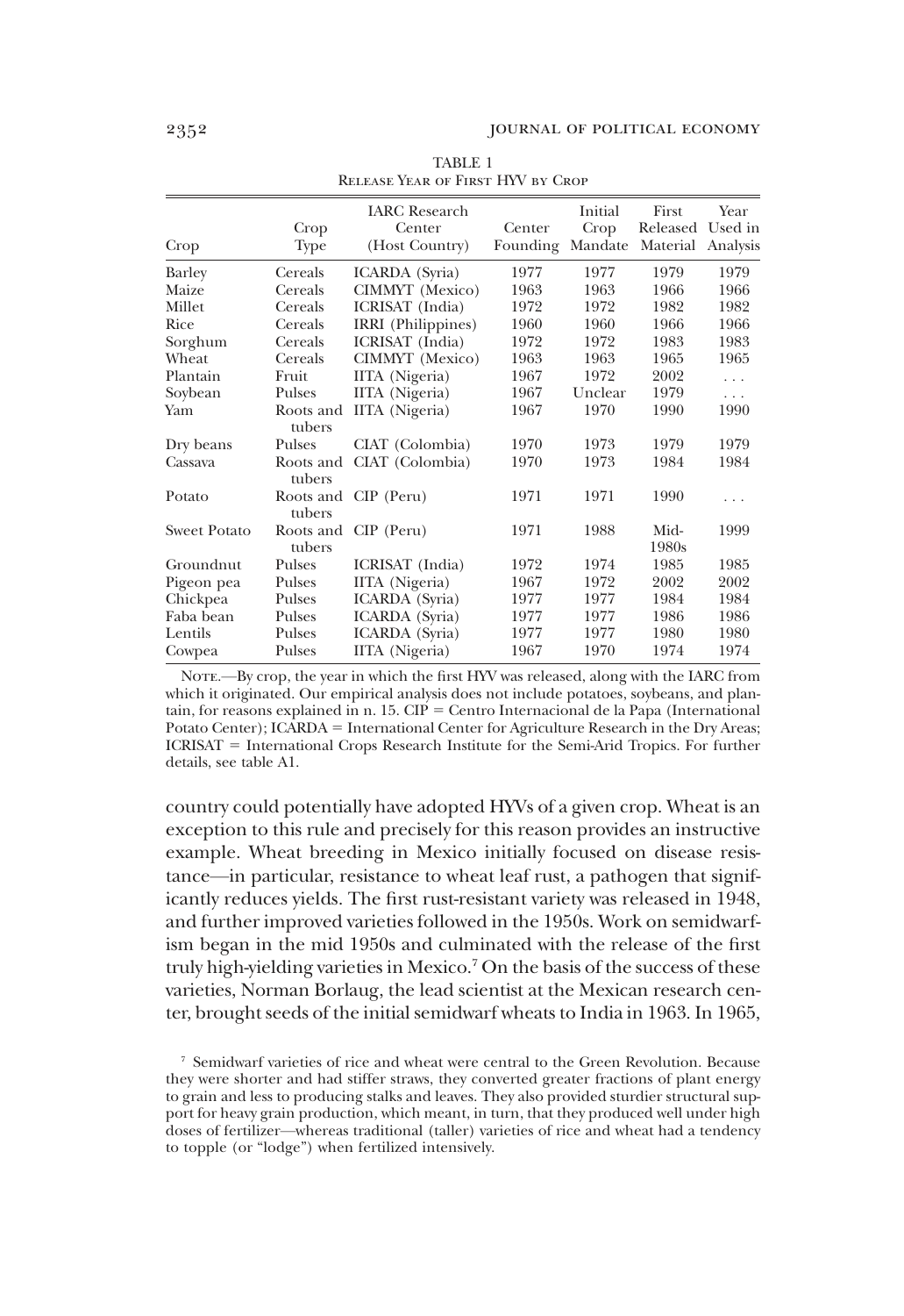TABLE 1
Release Year of First HYV by Crop

| Crop | Crop Type | IARC Research Center (Host Country) | Center Founding | Initial Crop Mandate | First Released Material | Year Used in Analysis |
|---|---|---|---|---|---|---|
| Barley | Cereals | ICARDA (Syria) | 1977 | 1977 | 1979 | 1979 |
| Maize | Cereals | CIMMYT (Mexico) | 1963 | 1963 | 1966 | 1966 |
| Millet | Cereals | ICRISAT (India) | 1972 | 1972 | 1982 | 1982 |
| Rice | Cereals | IRRI (Philippines) | 1960 | 1960 | 1966 | 1966 |
| Sorghum | Cereals | ICRISAT (India) | 1972 | 1972 | 1983 | 1983 |
| Wheat | Cereals | CIMMYT (Mexico) | 1963 | 1963 | 1965 | 1965 |
| Plantain | Fruit | IITA (Nigeria) | 1967 | 1972 | 2002 | . . . |
| Soybean | Pulses | IITA (Nigeria) | 1967 | Unclear | 1979 | . . . |
| Yam | Roots and tubers | IITA (Nigeria) | 1967 | 1970 | 1990 | 1990 |
| Dry beans | Pulses | CIAT (Colombia) | 1970 | 1973 | 1979 | 1979 |
| Cassava | Roots and tubers | CIAT (Colombia) | 1970 | 1973 | 1984 | 1984 |
| Potato | Roots and tubers | CIP (Peru) | 1971 | 1971 | 1990 | . . . |
| Sweet Potato | Roots and tubers | CIP (Peru) | 1971 | 1988 | Mid-1980s | 1999 |
| Groundnut | Pulses | ICRISAT (India) | 1972 | 1974 | 1985 | 1985 |
| Pigeon pea | Pulses | IITA (Nigeria) | 1967 | 1972 | 2002 | 2002 |
| Chickpea | Pulses | ICARDA (Syria) | 1977 | 1977 | 1984 | 1984 |
| Faba bean | Pulses | ICARDA (Syria) | 1977 | 1977 | 1986 | 1986 |
| Lentils | Pulses | ICARDA (Syria) | 1977 | 1977 | 1980 | 1980 |
| Cowpea | Pulses | IITA (Nigeria) | 1967 | 1970 | 1974 | 1974 |

Note.—By crop, the year in which the first HYV was released, along with the IARC from which it originated. Our empirical analysis does not include potatoes, soybeans, and plantain, for reasons explained in n. 15. CIP = Centro Internacional de la Papa (International Potato Center); ICARDA = International Center for Agriculture Research in the Dry Areas; ICRISAT = International Crops Research Institute for the Semi-Arid Tropics. For further details, see table A1.

country could potentially have adopted HYVs of a given crop. Wheat is an exception to this rule and precisely for this reason provides an instructive example. Wheat breeding in Mexico initially focused on disease resistance—in particular, resistance to wheat leaf rust, a pathogen that significantly reduces yields. The first rust-resistant variety was released in 1948, and further improved varieties followed in the 1950s. Work on semidwarfism began in the mid 1950s and culminated with the release of the first truly high-yielding varieties in Mexico.[7] On the basis of the success of these varieties, Norman Borlaug, the lead scientist at the Mexican research center, brought seeds of the initial semidwarf wheats to India in 1963. In 1965,

[7] Semidwarf varieties of rice and wheat were central to the Green Revolution. Because they were shorter and had stiffer straws, they converted greater fractions of plant energy to grain and less to producing stalks and leaves. They also provided sturdier structural support for heavy grain production, which meant, in turn, that they produced well under high doses of fertilizer—whereas traditional (taller) varieties of rice and wheat had a tendency to topple (or "lodge") when fertilized intensively.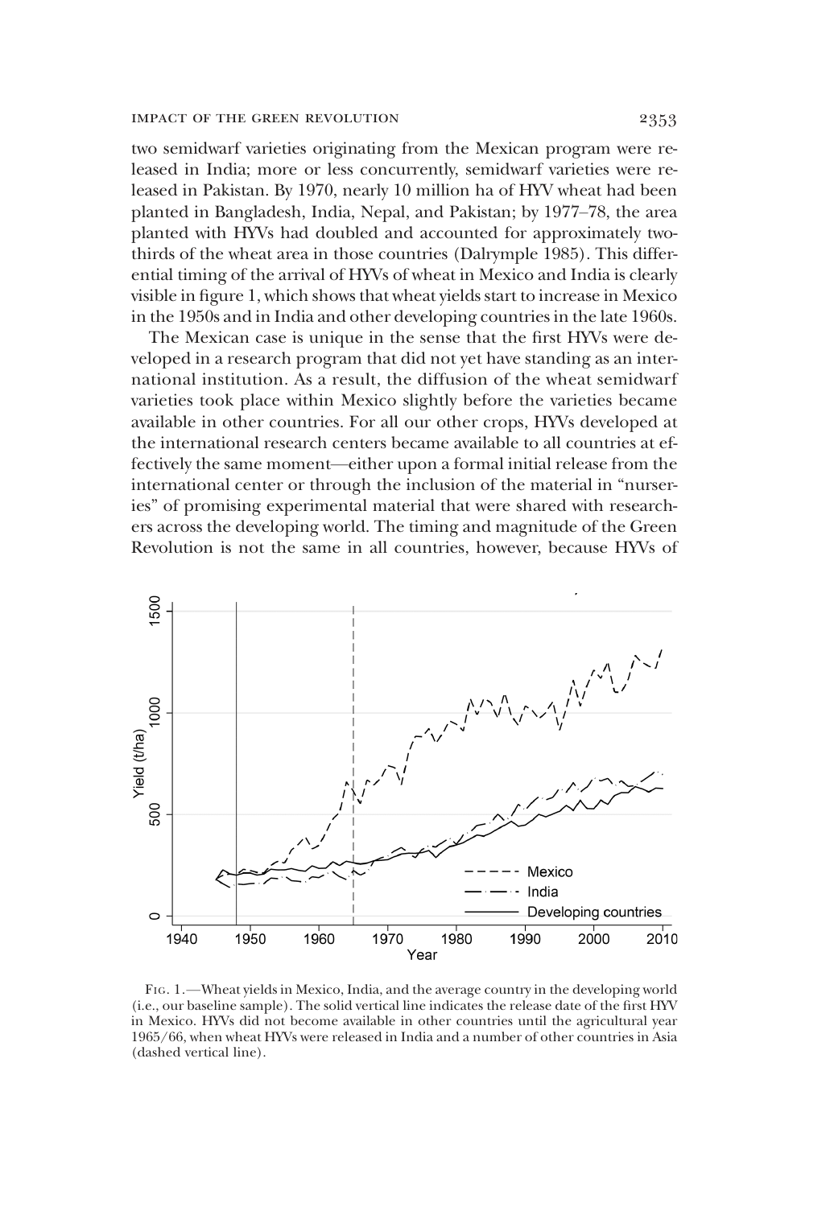two semidwarf varieties originating from the Mexican program were released in India; more or less concurrently, semidwarf varieties were released in Pakistan. By 1970, nearly 10 million ha of HYV wheat had been planted in Bangladesh, India, Nepal, and Pakistan; by 1977–78, the area planted with HYVs had doubled and accounted for approximately two-thirds of the wheat area in those countries (Dalrymple 1985). This differential timing of the arrival of HYVs of wheat in Mexico and India is clearly visible in figure 1, which shows that wheat yields start to increase in Mexico in the 1950s and in India and other developing countries in the late 1960s.

The Mexican case is unique in the sense that the first HYVs were developed in a research program that did not yet have standing as an international institution. As a result, the diffusion of the wheat semidwarf varieties took place within Mexico slightly before the varieties became available in other countries. For all our other crops, HYVs developed at the international research centers became available to all countries at effectively the same moment—either upon a formal initial release from the international center or through the inclusion of the material in "nurseries" of promising experimental material that were shared with researchers across the developing world. The timing and magnitude of the Green Revolution is not the same in all countries, however, because HYVs of

Fig. 1.—Wheat yields in Mexico, India, and the average country in the developing world (i.e., our baseline sample). The solid vertical line indicates the release date of the first HYV in Mexico. HYVs did not become available in other countries until the agricultural year 1965/66, when wheat HYVs were released in India and a number of other countries in Asia (dashed vertical line).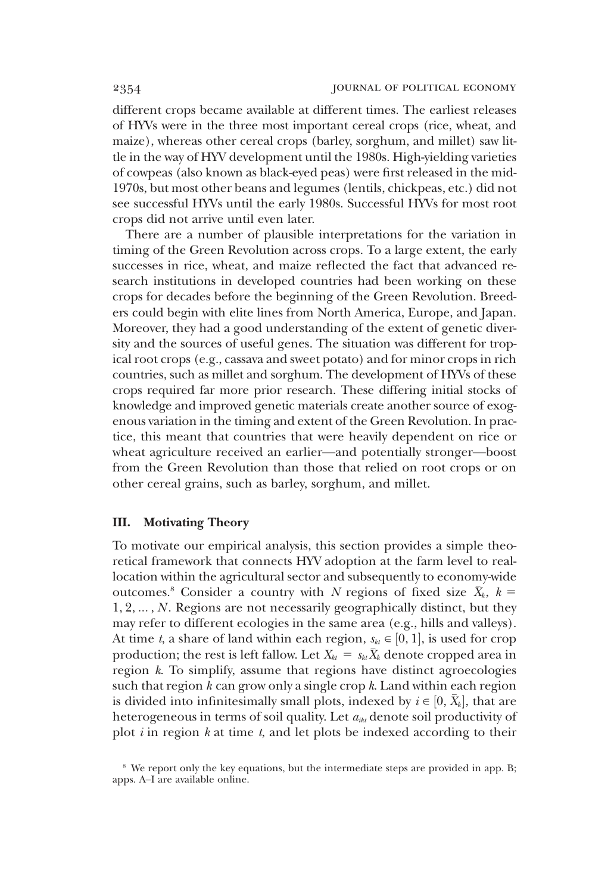different crops became available at different times. The earliest releases of HYVs were in the three most important cereal crops (rice, wheat, and maize), whereas other cereal crops (barley, sorghum, and millet) saw little in the way of HYV development until the 1980s. High-yielding varieties of cowpeas (also known as black-eyed peas) were first released in the mid-1970s, but most other beans and legumes (lentils, chickpeas, etc.) did not see successful HYVs until the early 1980s. Successful HYVs for most root crops did not arrive until even later.

There are a number of plausible interpretations for the variation in timing of the Green Revolution across crops. To a large extent, the early successes in rice, wheat, and maize reflected the fact that advanced research institutions in developed countries had been working on these crops for decades before the beginning of the Green Revolution. Breeders could begin with elite lines from North America, Europe, and Japan. Moreover, they had a good understanding of the extent of genetic diversity and the sources of useful genes. The situation was different for tropical root crops (e.g., cassava and sweet potato) and for minor crops in rich countries, such as millet and sorghum. The development of HYVs of these crops required far more prior research. These differing initial stocks of knowledge and improved genetic materials create another source of exogenous variation in the timing and extent of the Green Revolution. In practice, this meant that countries that were heavily dependent on rice or wheat agriculture received an earlier—and potentially stronger—boost from the Green Revolution than those that relied on root crops or on other cereal grains, such as barley, sorghum, and millet.

## III. Motivating Theory

To motivate our empirical analysis, this section provides a simple theoretical framework that connects HYV adoption at the farm level to reallocation within the agricultural sector and subsequently to economy-wide outcomes.[8] Consider a country with $N$ regions of fixed size $\bar{X}_k$, $k = 1, 2, \ldots, N$. Regions are not necessarily geographically distinct, but they may refer to different ecologies in the same area (e.g., hills and valleys). At time $t$, a share of land within each region, $s_{kt} \in [0, 1]$, is used for crop production; the rest is left fallow. Let $X_{kt} = s_{kt}\bar{X}_k$ denote cropped area in region $k$. To simplify, assume that regions have distinct agroecologies such that region $k$ can grow only a single crop $k$. Land within each region is divided into infinitesimally small plots, indexed by $i \in [0, \bar{X}_k]$, that are heterogeneous in terms of soil quality. Let $a_{ikt}$ denote soil productivity of plot $i$ in region $k$ at time $t$, and let plots be indexed according to their

[8] We report only the key equations, but the intermediate steps are provided in app. B; apps. A–I are available online.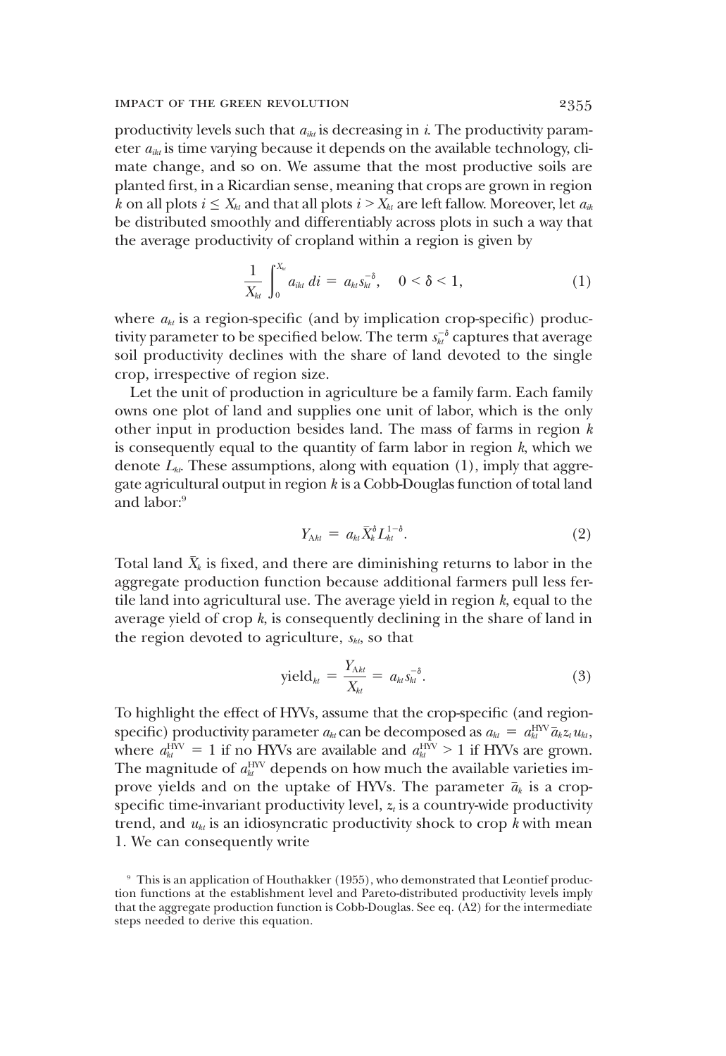productivity levels such that $a_{ikt}$ is decreasing in $i$. The productivity parameter $a_{ikt}$ is time varying because it depends on the available technology, climate change, and so on. We assume that the most productive soils are planted first, in a Ricardian sense, meaning that crops are grown in region $k$ on all plots $i \leq X_{kt}$ and that all plots $i > X_{kt}$ are left fallow. Moreover, let $a_{ik}$ be distributed smoothly and differentiably across plots in such a way that the average productivity of cropland within a region is given by

$$\frac{1}{X_{kt}} \int_0^{X_{kt}} a_{ikt} \, di = a_{kt} s_{kt}^{-\delta}, \quad 0 < \delta < 1, \tag{1}$$

where $a_{kt}$ is a region-specific (and by implication crop-specific) productivity parameter to be specified below. The term $s_{kt}^{-\delta}$ captures that average soil productivity declines with the share of land devoted to the single crop, irrespective of region size.

Let the unit of production in agriculture be a family farm. Each family owns one plot of land and supplies one unit of labor, which is the only other input in production besides land. The mass of farms in region $k$ is consequently equal to the quantity of farm labor in region $k$, which we denote $L_{kt}$. These assumptions, along with equation (1), imply that aggregate agricultural output in region $k$ is a Cobb-Douglas function of total land and labor:[9]

$$Y_{Akt} = a_{kt} \bar{X}_k^{\delta} L_{kt}^{1-\delta}. \tag{2}$$

Total land $\bar{X}_k$ is fixed, and there are diminishing returns to labor in the aggregate production function because additional farmers pull less fertile land into agricultural use. The average yield in region $k$, equal to the average yield of crop $k$, is consequently declining in the share of land in the region devoted to agriculture, $s_{kt}$, so that

$$\text{yield}_{kt} = \frac{Y_{Akt}}{X_{kt}} = a_{kt} s_{kt}^{-\delta}. \tag{3}$$

To highlight the effect of HYVs, assume that the crop-specific (and region-specific) productivity parameter $a_{kt}$ can be decomposed as $a_{kt} = a_{kt}^{\text{HYV}} \bar{a}_k z_t u_{kt}$, where $a_{kt}^{\text{HYV}} = 1$ if no HYVs are available and $a_{kt}^{\text{HYV}} > 1$ if HYVs are grown. The magnitude of $a_{kt}^{\text{HYV}}$ depends on how much the available varieties improve yields and on the uptake of HYVs. The parameter $\bar{a}_k$ is a crop-specific time-invariant productivity level, $z_t$ is a country-wide productivity trend, and $u_{kt}$ is an idiosyncratic productivity shock to crop $k$ with mean 1. We can consequently write

[9] This is an application of Houthakker (1955), who demonstrated that Leontief production functions at the establishment level and Pareto-distributed productivity levels imply that the aggregate production function is Cobb-Douglas. See eq. (A2) for the intermediate steps needed to derive this equation.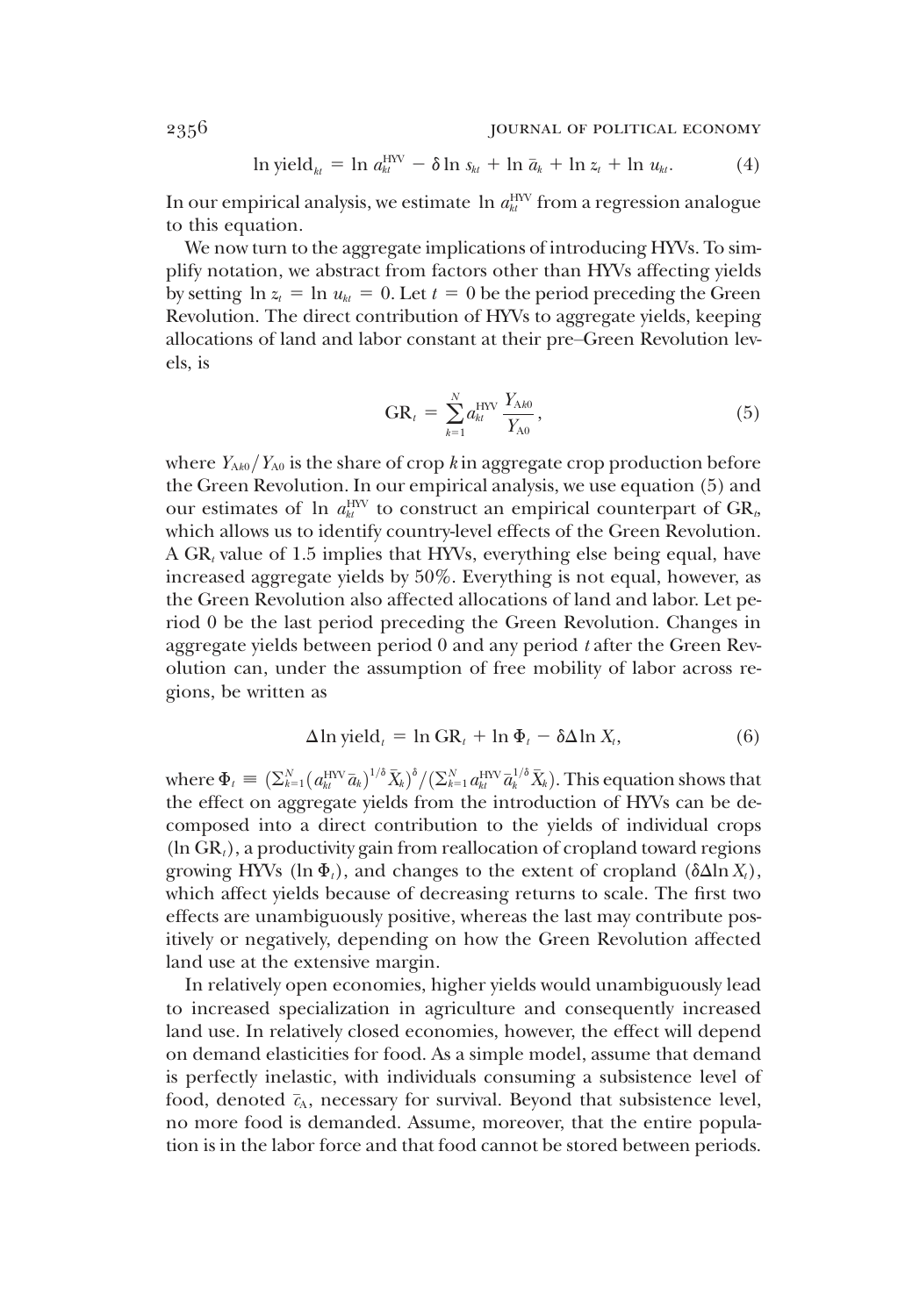$$\ln \text{yield}_{kt} = \ln a_{kt}^{\text{HYV}} - \delta \ln s_{kt} + \ln \bar{a}_k + \ln z_t + \ln u_{kt}. \tag{4}$$

In our empirical analysis, we estimate $\ln a_{kt}^{\text{HYV}}$ from a regression analogue to this equation.

We now turn to the aggregate implications of introducing HYVs. To simplify notation, we abstract from factors other than HYVs affecting yields by setting $\ln z_t = \ln u_{kt} = 0$. Let $t = 0$ be the period preceding the Green Revolution. The direct contribution of HYVs to aggregate yields, keeping allocations of land and labor constant at their pre–Green Revolution levels, is

$$\text{GR}_t = \sum_{k=1}^{N} a_{kt}^{\text{HYV}} \frac{Y_{\text{A}k0}}{Y_{\text{A}0}}, \tag{5}$$

where $Y_{\text{A}k0}/Y_{\text{A}0}$ is the share of crop $k$ in aggregate crop production before the Green Revolution. In our empirical analysis, we use equation (5) and our estimates of $\ln a_{kt}^{\text{HYV}}$ to construct an empirical counterpart of $\text{GR}_t$, which allows us to identify country-level effects of the Green Revolution. A $\text{GR}_t$ value of 1.5 implies that HYVs, everything else being equal, have increased aggregate yields by 50%. Everything is not equal, however, as the Green Revolution also affected allocations of land and labor. Let period 0 be the last period preceding the Green Revolution. Changes in aggregate yields between period 0 and any period $t$ after the Green Revolution can, under the assumption of free mobility of labor across regions, be written as

$$\Delta \ln \text{yield}_t = \ln \text{GR}_t + \ln \Phi_t - \delta \Delta \ln X_t, \tag{6}$$

where $\Phi_t \equiv (\sum_{k=1}^{N} (a_{kt}^{\text{HYV}} \bar{a}_k)^{1/\delta} \bar{X}_k)^{\delta} / (\sum_{k=1}^{N} a_{kt}^{\text{HYV}} \bar{a}_k^{1/\delta} \bar{X}_k)$. This equation shows that the effect on aggregate yields from the introduction of HYVs can be decomposed into a direct contribution to the yields of individual crops ($\ln \text{GR}_t$), a productivity gain from reallocation of cropland toward regions growing HYVs ($\ln \Phi_t$), and changes to the extent of cropland ($\delta \Delta \ln X_t$), which affect yields because of decreasing returns to scale. The first two effects are unambiguously positive, whereas the last may contribute positively or negatively, depending on how the Green Revolution affected land use at the extensive margin.

In relatively open economies, higher yields would unambiguously lead to increased specialization in agriculture and consequently increased land use. In relatively closed economies, however, the effect will depend on demand elasticities for food. As a simple model, assume that demand is perfectly inelastic, with individuals consuming a subsistence level of food, denoted $\bar{c}_{\text{A}}$, necessary for survival. Beyond that subsistence level, no more food is demanded. Assume, moreover, that the entire population is in the labor force and that food cannot be stored between periods.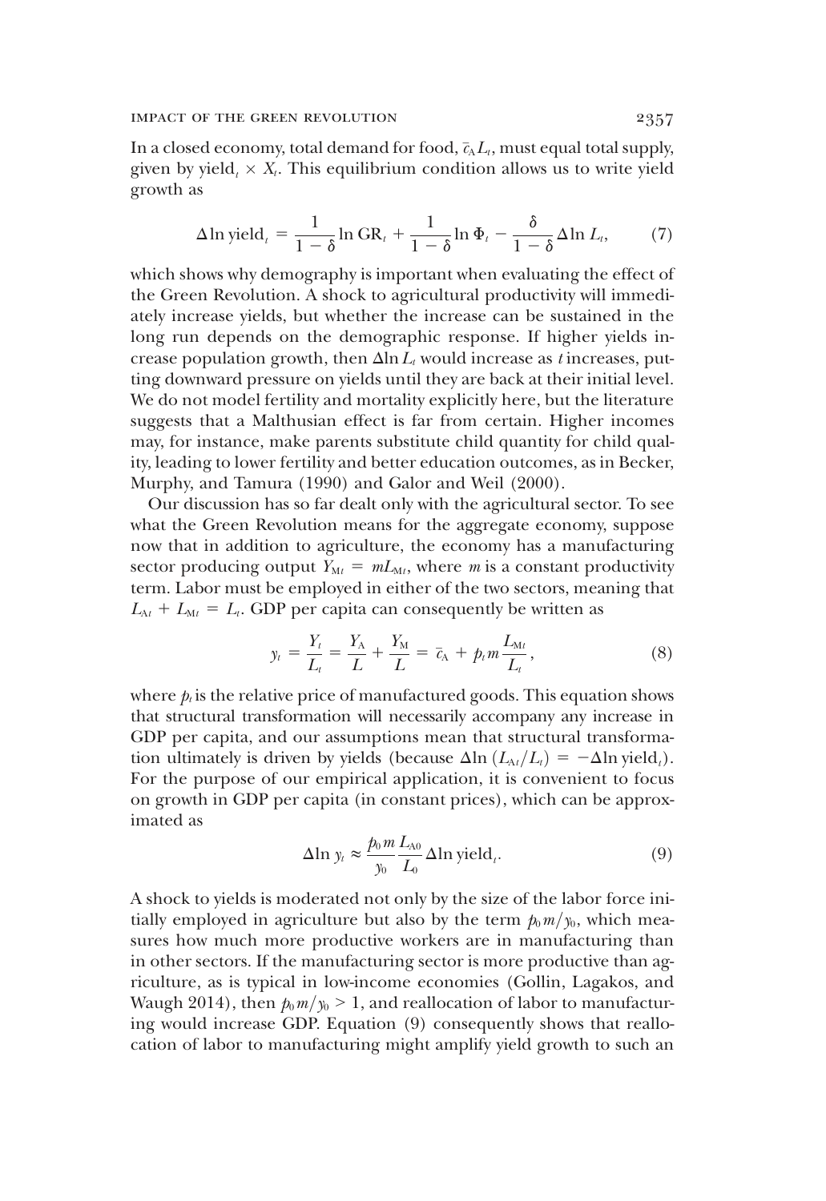In a closed economy, total demand for food, $\bar{c}_A L_t$, must equal total supply, given by $\text{yield}_t \times X_t$. This equilibrium condition allows us to write yield growth as

$$\Delta \ln \text{yield}_t = \frac{1}{1-\delta} \ln \text{GR}_t + \frac{1}{1-\delta} \ln \Phi_t - \frac{\delta}{1-\delta} \Delta \ln L_t, \tag{7}$$

which shows why demography is important when evaluating the effect of the Green Revolution. A shock to agricultural productivity will immediately increase yields, but whether the increase can be sustained in the long run depends on the demographic response. If higher yields increase population growth, then $\Delta \ln L_t$ would increase as $t$ increases, putting downward pressure on yields until they are back at their initial level. We do not model fertility and mortality explicitly here, but the literature suggests that a Malthusian effect is far from certain. Higher incomes may, for instance, make parents substitute child quantity for child quality, leading to lower fertility and better education outcomes, as in Becker, Murphy, and Tamura (1990) and Galor and Weil (2000).

Our discussion has so far dealt only with the agricultural sector. To see what the Green Revolution means for the aggregate economy, suppose now that in addition to agriculture, the economy has a manufacturing sector producing output $Y_{Mt} = mL_{Mt}$, where $m$ is a constant productivity term. Labor must be employed in either of the two sectors, meaning that $L_{At} + L_{Mt} = L_t$. GDP per capita can consequently be written as

$$y_t = \frac{Y_t}{L_t} = \frac{Y_A}{L} + \frac{Y_M}{L} = \bar{c}_A + p_t m \frac{L_{Mt}}{L_t}, \tag{8}$$

where $p_t$ is the relative price of manufactured goods. This equation shows that structural transformation will necessarily accompany any increase in GDP per capita, and our assumptions mean that structural transformation ultimately is driven by yields (because $\Delta \ln (L_{At}/L_t) = -\Delta \ln \text{yield}_t$). For the purpose of our empirical application, it is convenient to focus on growth in GDP per capita (in constant prices), which can be approximated as

$$\Delta \ln y_t \approx \frac{p_0 m}{y_0} \frac{L_{A0}}{L_0} \Delta \ln \text{yield}_t. \tag{9}$$

A shock to yields is moderated not only by the size of the labor force initially employed in agriculture but also by the term $p_0 m / y_0$, which measures how much more productive workers are in manufacturing than in other sectors. If the manufacturing sector is more productive than agriculture, as is typical in low-income economies (Gollin, Lagakos, and Waugh 2014), then $p_0 m / y_0 > 1$, and reallocation of labor to manufacturing would increase GDP. Equation (9) consequently shows that reallocation of labor to manufacturing might amplify yield growth to such an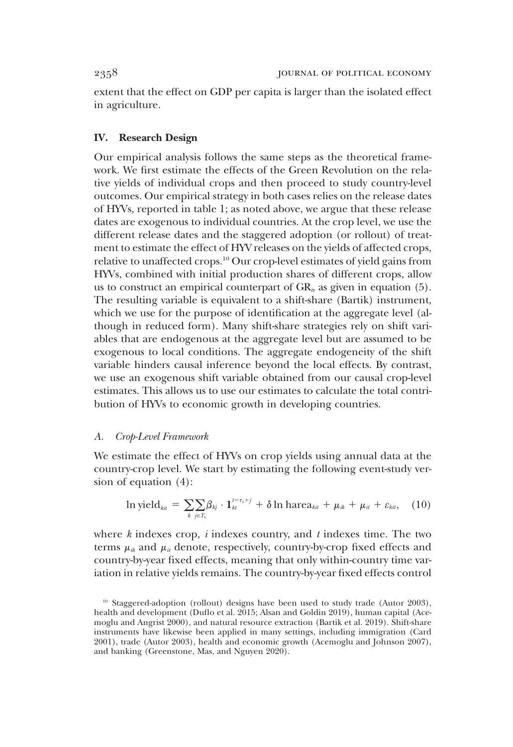extent that the effect on GDP per capita is larger than the isolated effect in agriculture.

## IV. Research Design

Our empirical analysis follows the same steps as the theoretical framework. We first estimate the effects of the Green Revolution on the relative yields of individual crops and then proceed to study country-level outcomes. Our empirical strategy in both cases relies on the release dates of HYVs, reported in table 1; as noted above, we argue that these release dates are exogenous to individual countries. At the crop level, we use the different release dates and the staggered adoption (or rollout) of treatment to estimate the effect of HYV releases on the yields of affected crops, relative to unaffected crops.[10] Our crop-level estimates of yield gains from HYVs, combined with initial production shares of different crops, allow us to construct an empirical counterpart of $\mathrm{GR}_{it}$ as given in equation (5). The resulting variable is equivalent to a shift-share (Bartik) instrument, which we use for the purpose of identification at the aggregate level (although in reduced form). Many shift-share strategies rely on shift variables that are endogenous at the aggregate level but are assumed to be exogenous to local conditions. The aggregate endogeneity of the shift variable hinders causal inference beyond the local effects. By contrast, we use an exogenous shift variable obtained from our causal crop-level estimates. This allows us to use our estimates to calculate the total contribution of HYVs to economic growth in developing countries.

### A. *Crop-Level Framework*

We estimate the effect of HYVs on crop yields using annual data at the country-crop level. We start by estimating the following event-study version of equation (4):

$$\ln \mathrm{yield}_{kit} = \sum_{k} \sum_{j \in T_k} \beta_{kj} \cdot \mathbf{1}_{kt}^{t=\tau_k+j} + \delta \ln \mathrm{harea}_{kit} + \mu_{ik} + \mu_{it} + \varepsilon_{kit}, \quad (10)$$

where $k$ indexes crop, $i$ indexes country, and $t$ indexes time. The two terms $\mu_{ik}$ and $\mu_{it}$ denote, respectively, country-by-crop fixed effects and country-by-year fixed effects, meaning that only within-country time variation in relative yields remains. The country-by-year fixed effects control

[10] Staggered-adoption (rollout) designs have been used to study trade (Autor 2003), health and development (Duflo et al. 2015; Alsan and Goldin 2019), human capital (Acemoglu and Angrist 2000), and natural resource extraction (Bartik et al. 2019). Shift-share instruments have likewise been applied in many settings, including immigration (Card 2001), trade (Autor 2003), health and economic growth (Acemoglu and Johnson 2007), and banking (Greenstone, Mas, and Nguyen 2020).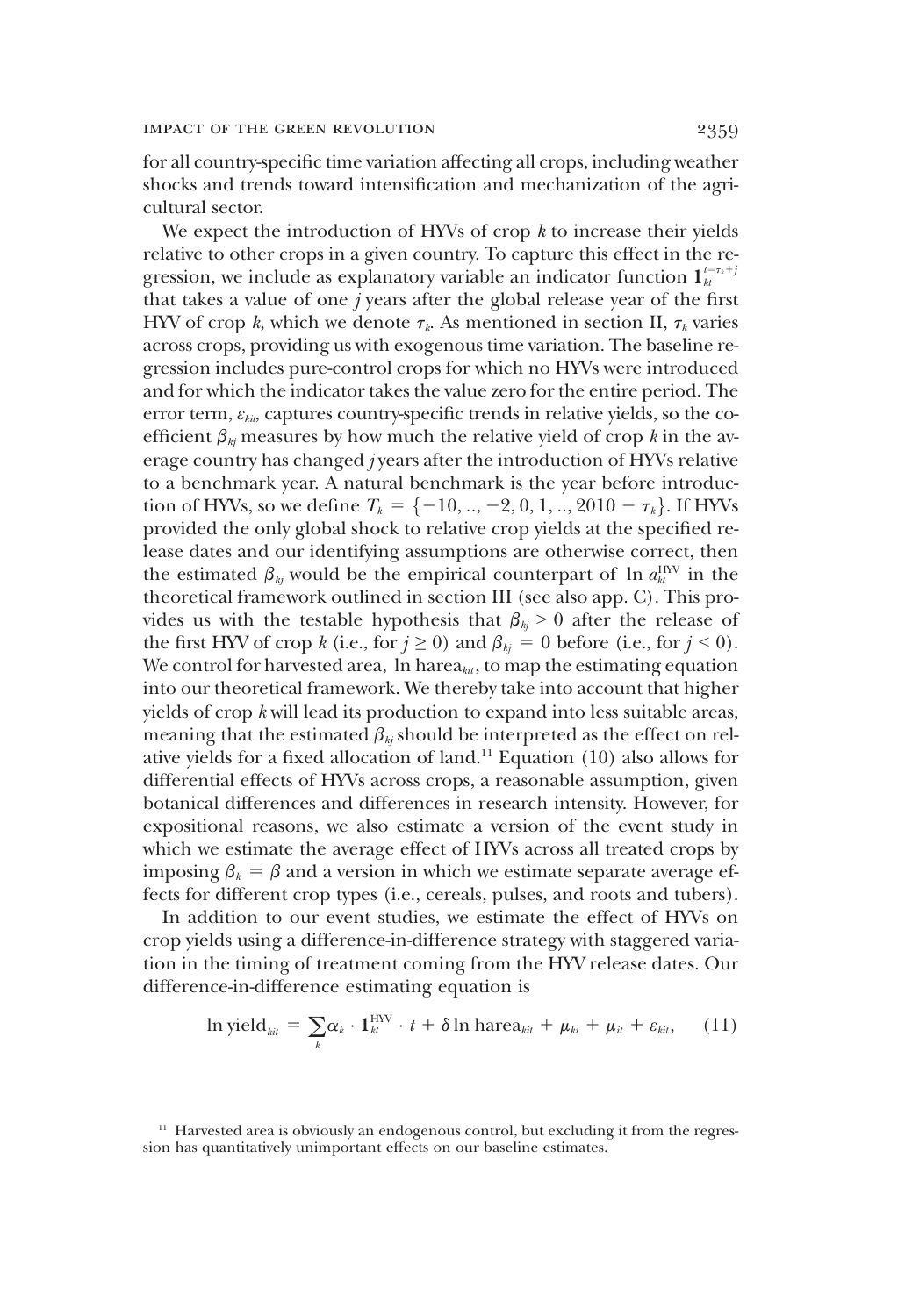for all country-specific time variation affecting all crops, including weather shocks and trends toward intensification and mechanization of the agricultural sector.

We expect the introduction of HYVs of crop $k$ to increase their yields relative to other crops in a given country. To capture this effect in the regression, we include as explanatory variable an indicator function $\mathbf{1}_{kt}^{t=\tau_k+j}$ that takes a value of one $j$ years after the global release year of the first HYV of crop $k$, which we denote $\tau_k$. As mentioned in section II, $\tau_k$ varies across crops, providing us with exogenous time variation. The baseline regression includes pure-control crops for which no HYVs were introduced and for which the indicator takes the value zero for the entire period. The error term, $\varepsilon_{kit}$, captures country-specific trends in relative yields, so the coefficient $\beta_{kj}$ measures by how much the relative yield of crop $k$ in the average country has changed $j$ years after the introduction of HYVs relative to a benchmark year. A natural benchmark is the year before introduction of HYVs, so we define $T_k = \{-10, .., -2, 0, 1, .., 2010 - \tau_k\}$. If HYVs provided the only global shock to relative crop yields at the specified release dates and our identifying assumptions are otherwise correct, then the estimated $\beta_{kj}$ would be the empirical counterpart of $\ln a_{kt}^{\mathrm{HYV}}$ in the theoretical framework outlined in section III (see also app. C). This provides us with the testable hypothesis that $\beta_{kj} > 0$ after the release of the first HYV of crop $k$ (i.e., for $j \geq 0$) and $\beta_{kj} = 0$ before (i.e., for $j < 0$). We control for harvested area, $\ln \mathrm{harea}_{kit}$, to map the estimating equation into our theoretical framework. We thereby take into account that higher yields of crop $k$ will lead its production to expand into less suitable areas, meaning that the estimated $\beta_{kj}$ should be interpreted as the effect on relative yields for a fixed allocation of land.[11] Equation (10) also allows for differential effects of HYVs across crops, a reasonable assumption, given botanical differences and differences in research intensity. However, for expositional reasons, we also estimate a version of the event study in which we estimate the average effect of HYVs across all treated crops by imposing $\beta_k = \beta$ and a version in which we estimate separate average effects for different crop types (i.e., cereals, pulses, and roots and tubers).

In addition to our event studies, we estimate the effect of HYVs on crop yields using a difference-in-difference strategy with staggered variation in the timing of treatment coming from the HYV release dates. Our difference-in-difference estimating equation is

$$\ln \mathrm{yield}_{kit} = \sum_k \alpha_k \cdot \mathbf{1}_{kt}^{\mathrm{HYV}} \cdot t + \delta \ln \mathrm{harea}_{kit} + \mu_{ki} + \mu_{it} + \varepsilon_{kit}, \qquad (11)$$

[11] Harvested area is obviously an endogenous control, but excluding it from the regression has quantitatively unimportant effects on our baseline estimates.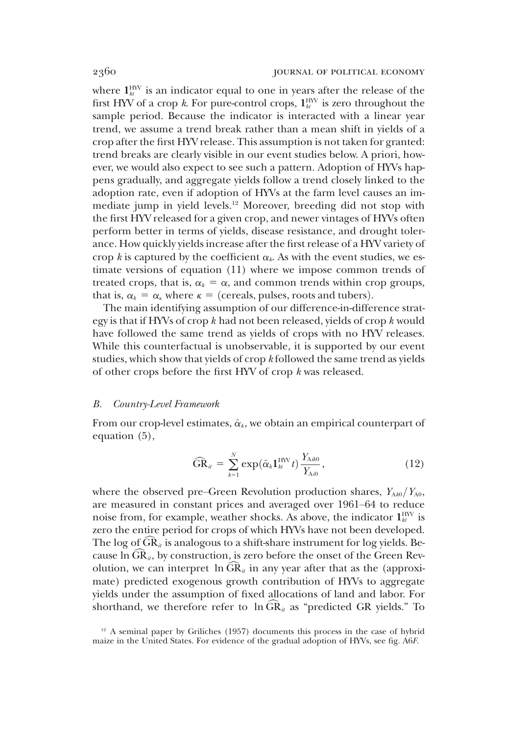where $\mathbf{1}_{kt}^{\text{HYV}}$ is an indicator equal to one in years after the release of the first HYV of a crop $k$. For pure-control crops, $\mathbf{1}_{kt}^{\text{HYV}}$ is zero throughout the sample period. Because the indicator is interacted with a linear year trend, we assume a trend break rather than a mean shift in yields of a crop after the first HYV release. This assumption is not taken for granted: trend breaks are clearly visible in our event studies below. A priori, however, we would also expect to see such a pattern. Adoption of HYVs happens gradually, and aggregate yields follow a trend closely linked to the adoption rate, even if adoption of HYVs at the farm level causes an immediate jump in yield levels.[12] Moreover, breeding did not stop with the first HYV released for a given crop, and newer vintages of HYVs often perform better in terms of yields, disease resistance, and drought tolerance. How quickly yields increase after the first release of a HYV variety of crop $k$ is captured by the coefficient $\alpha_k$. As with the event studies, we estimate versions of equation (11) where we impose common trends of treated crops, that is, $\alpha_k = \alpha$, and common trends within crop groups, that is, $\alpha_k = \alpha_\kappa$ where $\kappa =$ (cereals, pulses, roots and tubers).

The main identifying assumption of our difference-in-difference strategy is that if HYVs of crop $k$ had not been released, yields of crop $k$ would have followed the same trend as yields of crops with no HYV releases. While this counterfactual is unobservable, it is supported by our event studies, which show that yields of crop $k$ followed the same trend as yields of other crops before the first HYV of crop $k$ was released.

### B. *Country-Level Framework*

From our crop-level estimates, $\hat{\alpha}_k$, we obtain an empirical counterpart of equation (5),

$$\widehat{\text{GR}}_{it} = \sum_{k=1}^{N} \exp(\hat{\alpha}_k \mathbf{1}_{kt}^{\text{HYV}} t) \frac{Y_{\text{A}ik0}}{Y_{\text{A}i0}}, \tag{12}$$

where the observed pre–Green Revolution production shares, $Y_{\text{A}k0}/Y_{\text{A}0}$, are measured in constant prices and averaged over 1961–64 to reduce noise from, for example, weather shocks. As above, the indicator $\mathbf{1}_{kt}^{\text{HYV}}$ is zero the entire period for crops of which HYVs have not been developed. The log of $\widehat{\text{GR}}_{it}$ is analogous to a shift-share instrument for log yields. Because $\ln \widehat{\text{GR}}_{it}$, by construction, is zero before the onset of the Green Revolution, we can interpret $\ln \widehat{\text{GR}}_{it}$ in any year after that as the (approximate) predicted exogenous growth contribution of HYVs to aggregate yields under the assumption of fixed allocations of land and labor. For shorthand, we therefore refer to $\ln \widehat{\text{GR}}_{it}$ as "predicted GR yields." To

[12] A seminal paper by Griliches (1957) documents this process in the case of hybrid maize in the United States. For evidence of the gradual adoption of HYVs, see fig. A6*F*.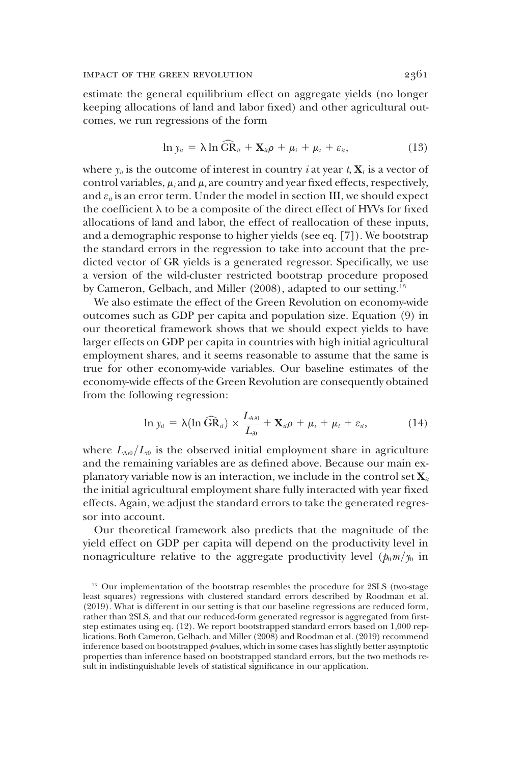estimate the general equilibrium effect on aggregate yields (no longer keeping allocations of land and labor fixed) and other agricultural outcomes, we run regressions of the form

$$\ln y_{it} = \lambda \ln \widehat{\mathrm{GR}}_{it} + \mathbf{X}_{it}\rho + \mu_i + \mu_t + \varepsilon_{it}, \tag{13}$$

where $y_{it}$ is the outcome of interest in country $i$ at year $t$, $\mathbf{X}_t$ is a vector of control variables, $\mu_i$ and $\mu_t$ are country and year fixed effects, respectively, and $\varepsilon_{it}$ is an error term. Under the model in section III, we should expect the coefficient $\lambda$ to be a composite of the direct effect of HYVs for fixed allocations of land and labor, the effect of reallocation of these inputs, and a demographic response to higher yields (see eq. [7]). We bootstrap the standard errors in the regression to take into account that the predicted vector of GR yields is a generated regressor. Specifically, we use a version of the wild-cluster restricted bootstrap procedure proposed by Cameron, Gelbach, and Miller (2008), adapted to our setting.[13]

We also estimate the effect of the Green Revolution on economy-wide outcomes such as GDP per capita and population size. Equation (9) in our theoretical framework shows that we should expect yields to have larger effects on GDP per capita in countries with high initial agricultural employment shares, and it seems reasonable to assume that the same is true for other economy-wide variables. Our baseline estimates of the economy-wide effects of the Green Revolution are consequently obtained from the following regression:

$$\ln y_{it} = \lambda(\ln \widehat{\mathrm{GR}}_{it}) \times \frac{L_{Ai0}}{L_{i0}} + \mathbf{X}_{it}\rho + \mu_i + \mu_t + \varepsilon_{it}, \tag{14}$$

where $L_{Ai0}/L_{i0}$ is the observed initial employment share in agriculture and the remaining variables are as defined above. Because our main explanatory variable now is an interaction, we include in the control set $\mathbf{X}_{it}$ the initial agricultural employment share fully interacted with year fixed effects. Again, we adjust the standard errors to take the generated regressor into account.

Our theoretical framework also predicts that the magnitude of the yield effect on GDP per capita will depend on the productivity level in nonagriculture relative to the aggregate productivity level ($p_0 m/y_0$ in

[13] Our implementation of the bootstrap resembles the procedure for 2SLS (two-stage least squares) regressions with clustered standard errors described by Roodman et al. (2019). What is different in our setting is that our baseline regressions are reduced form, rather than 2SLS, and that our reduced-form generated regressor is aggregated from first-step estimates using eq. (12). We report bootstrapped standard errors based on 1,000 replications. Both Cameron, Gelbach, and Miller (2008) and Roodman et al. (2019) recommend inference based on bootstrapped $p$-values, which in some cases has slightly better asymptotic properties than inference based on bootstrapped standard errors, but the two methods result in indistinguishable levels of statistical significance in our application.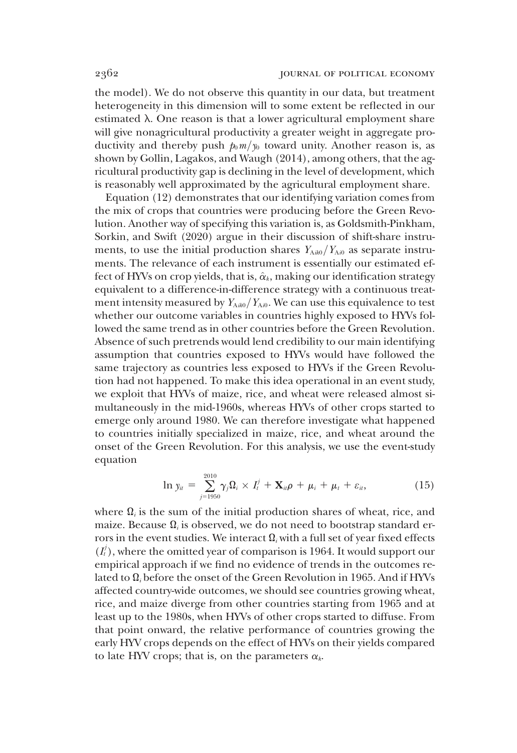the model). We do not observe this quantity in our data, but treatment heterogeneity in this dimension will to some extent be reflected in our estimated λ. One reason is that a lower agricultural employment share will give nonagricultural productivity a greater weight in aggregate productivity and thereby push $p_0 m/y_0$ toward unity. Another reason is, as shown by Gollin, Lagakos, and Waugh (2014), among others, that the agricultural productivity gap is declining in the level of development, which is reasonably well approximated by the agricultural employment share.

Equation (12) demonstrates that our identifying variation comes from the mix of crops that countries were producing before the Green Revolution. Another way of specifying this variation is, as Goldsmith-Pinkham, Sorkin, and Swift (2020) argue in their discussion of shift-share instruments, to use the initial production shares $Y_{Aik0}/Y_{Ai0}$ as separate instruments. The relevance of each instrument is essentially our estimated effect of HYVs on crop yields, that is, $\hat{\alpha}_k$, making our identification strategy equivalent to a difference-in-difference strategy with a continuous treatment intensity measured by $Y_{Aik0}/Y_{Ai0}$. We can use this equivalence to test whether our outcome variables in countries highly exposed to HYVs followed the same trend as in other countries before the Green Revolution. Absence of such pretrends would lend credibility to our main identifying assumption that countries exposed to HYVs would have followed the same trajectory as countries less exposed to HYVs if the Green Revolution had not happened. To make this idea operational in an event study, we exploit that HYVs of maize, rice, and wheat were released almost simultaneously in the mid-1960s, whereas HYVs of other crops started to emerge only around 1980. We can therefore investigate what happened to countries initially specialized in maize, rice, and wheat around the onset of the Green Revolution. For this analysis, we use the event-study equation

$$\ln y_{it} = \sum_{j=1950}^{2010} \gamma_j \Omega_i \times I_t^j + \mathbf{X}_{it}\rho + \mu_i + \mu_t + \varepsilon_{it}, \tag{15}$$

where $\Omega_i$ is the sum of the initial production shares of wheat, rice, and maize. Because $\Omega_i$ is observed, we do not need to bootstrap standard errors in the event studies. We interact $\Omega_i$ with a full set of year fixed effects ($I_t^j$), where the omitted year of comparison is 1964. It would support our empirical approach if we find no evidence of trends in the outcomes related to $\Omega_i$ before the onset of the Green Revolution in 1965. And if HYVs affected country-wide outcomes, we should see countries growing wheat, rice, and maize diverge from other countries starting from 1965 and at least up to the 1980s, when HYVs of other crops started to diffuse. From that point onward, the relative performance of countries growing the early HYV crops depends on the effect of HYVs on their yields compared to late HYV crops; that is, on the parameters $\alpha_k$.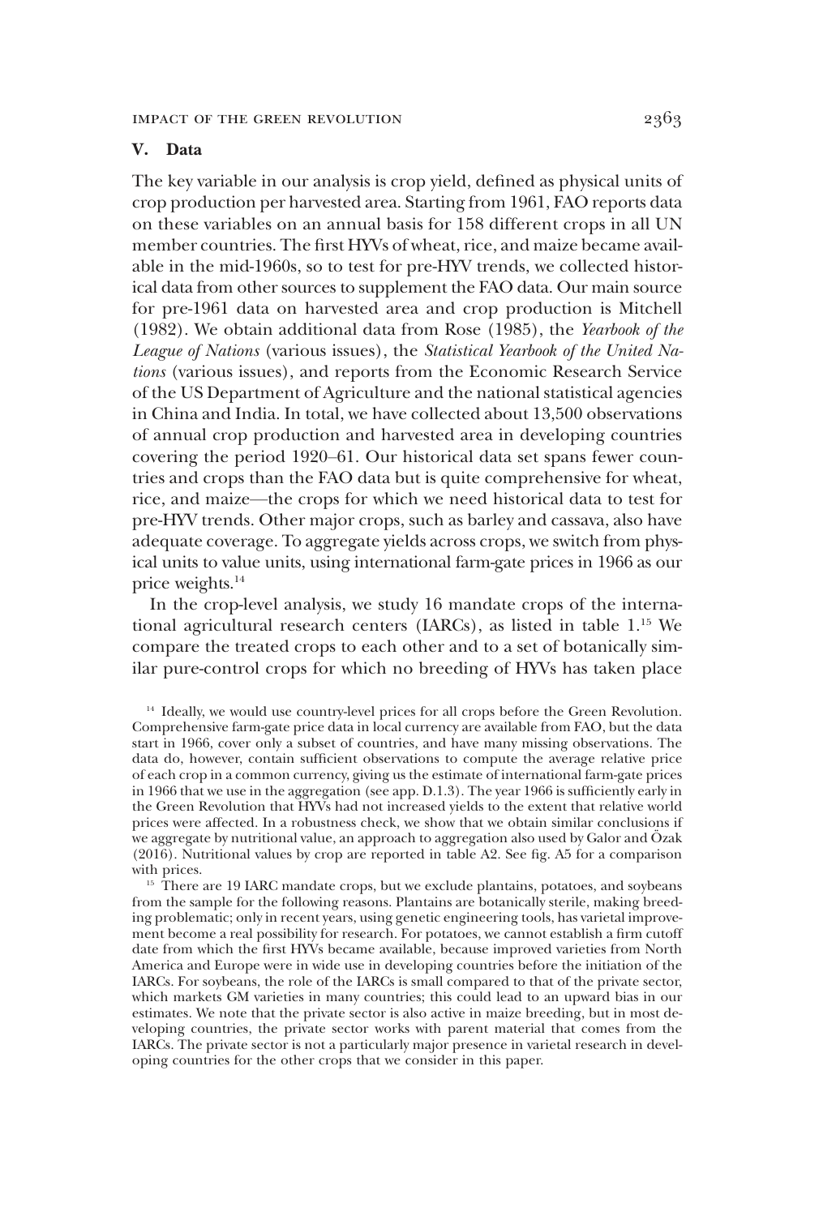## V. Data

The key variable in our analysis is crop yield, defined as physical units of crop production per harvested area. Starting from 1961, FAO reports data on these variables on an annual basis for 158 different crops in all UN member countries. The first HYVs of wheat, rice, and maize became available in the mid-1960s, so to test for pre-HYV trends, we collected historical data from other sources to supplement the FAO data. Our main source for pre-1961 data on harvested area and crop production is Mitchell (1982). We obtain additional data from Rose (1985), the *Yearbook of the League of Nations* (various issues), the *Statistical Yearbook of the United Nations* (various issues), and reports from the Economic Research Service of the US Department of Agriculture and the national statistical agencies in China and India. In total, we have collected about 13,500 observations of annual crop production and harvested area in developing countries covering the period 1920–61. Our historical data set spans fewer countries and crops than the FAO data but is quite comprehensive for wheat, rice, and maize—the crops for which we need historical data to test for pre-HYV trends. Other major crops, such as barley and cassava, also have adequate coverage. To aggregate yields across crops, we switch from physical units to value units, using international farm-gate prices in 1966 as our price weights.[14]

In the crop-level analysis, we study 16 mandate crops of the international agricultural research centers (IARCs), as listed in table 1.[15] We compare the treated crops to each other and to a set of botanically similar pure-control crops for which no breeding of HYVs has taken place

[14] Ideally, we would use country-level prices for all crops before the Green Revolution. Comprehensive farm-gate price data in local currency are available from FAO, but the data start in 1966, cover only a subset of countries, and have many missing observations. The data do, however, contain sufficient observations to compute the average relative price of each crop in a common currency, giving us the estimate of international farm-gate prices in 1966 that we use in the aggregation (see app. D.1.3). The year 1966 is sufficiently early in the Green Revolution that HYVs had not increased yields to the extent that relative world prices were affected. In a robustness check, we show that we obtain similar conclusions if we aggregate by nutritional value, an approach to aggregation also used by Galor and Özak (2016). Nutritional values by crop are reported in table A2. See fig. A5 for a comparison with prices.

[15] There are 19 IARC mandate crops, but we exclude plantains, potatoes, and soybeans from the sample for the following reasons. Plantains are botanically sterile, making breeding problematic; only in recent years, using genetic engineering tools, has varietal improvement become a real possibility for research. For potatoes, we cannot establish a firm cutoff date from which the first HYVs became available, because improved varieties from North America and Europe were in wide use in developing countries before the initiation of the IARCs. For soybeans, the role of the IARCs is small compared to that of the private sector, which markets GM varieties in many countries; this could lead to an upward bias in our estimates. We note that the private sector is also active in maize breeding, but in most developing countries, the private sector works with parent material that comes from the IARCs. The private sector is not a particularly major presence in varietal research in developing countries for the other crops that we consider in this paper.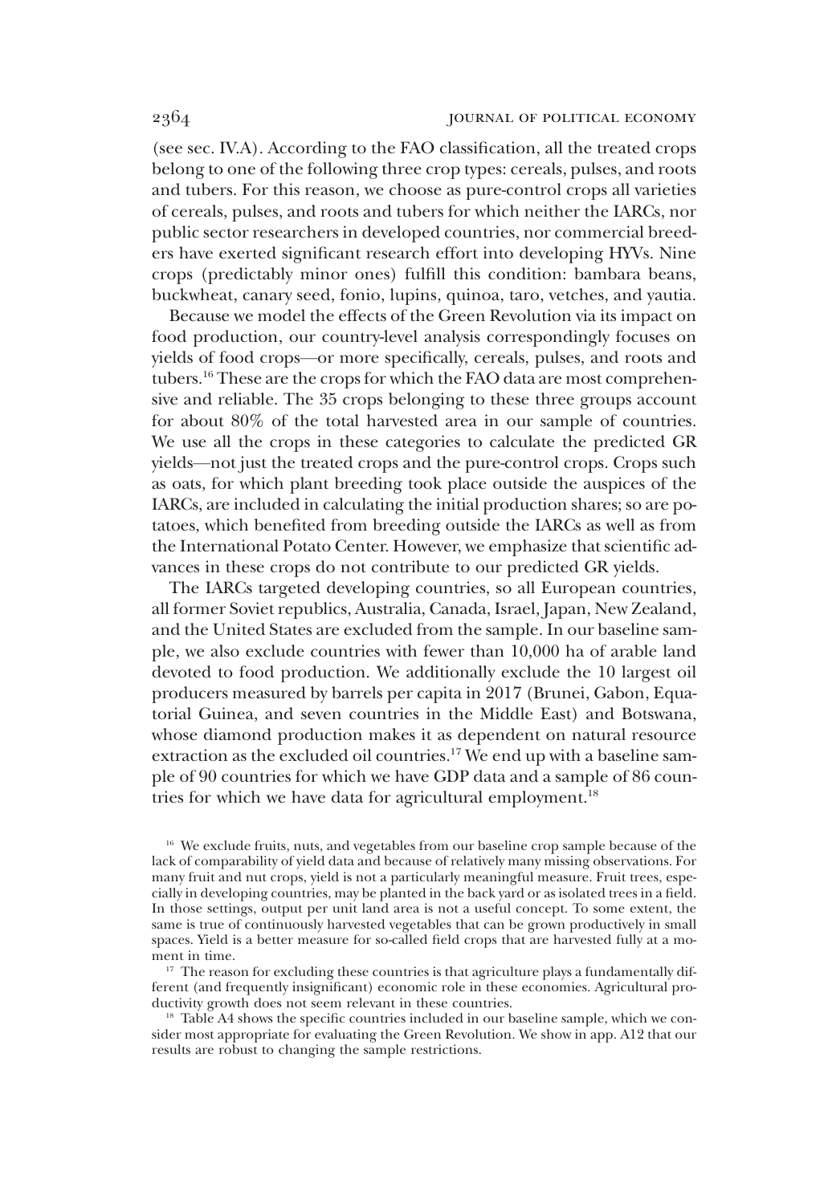(see sec. IV.A). According to the FAO classification, all the treated crops belong to one of the following three crop types: cereals, pulses, and roots and tubers. For this reason, we choose as pure-control crops all varieties of cereals, pulses, and roots and tubers for which neither the IARCs, nor public sector researchers in developed countries, nor commercial breeders have exerted significant research effort into developing HYVs. Nine crops (predictably minor ones) fulfill this condition: bambara beans, buckwheat, canary seed, fonio, lupins, quinoa, taro, vetches, and yautia.

Because we model the effects of the Green Revolution via its impact on food production, our country-level analysis correspondingly focuses on yields of food crops—or more specifically, cereals, pulses, and roots and tubers.[16] These are the crops for which the FAO data are most comprehensive and reliable. The 35 crops belonging to these three groups account for about 80% of the total harvested area in our sample of countries. We use all the crops in these categories to calculate the predicted GR yields—not just the treated crops and the pure-control crops. Crops such as oats, for which plant breeding took place outside the auspices of the IARCs, are included in calculating the initial production shares; so are potatoes, which benefited from breeding outside the IARCs as well as from the International Potato Center. However, we emphasize that scientific advances in these crops do not contribute to our predicted GR yields.

The IARCs targeted developing countries, so all European countries, all former Soviet republics, Australia, Canada, Israel, Japan, New Zealand, and the United States are excluded from the sample. In our baseline sample, we also exclude countries with fewer than 10,000 ha of arable land devoted to food production. We additionally exclude the 10 largest oil producers measured by barrels per capita in 2017 (Brunei, Gabon, Equatorial Guinea, and seven countries in the Middle East) and Botswana, whose diamond production makes it as dependent on natural resource extraction as the excluded oil countries.[17] We end up with a baseline sample of 90 countries for which we have GDP data and a sample of 86 countries for which we have data for agricultural employment.[18]

[16] We exclude fruits, nuts, and vegetables from our baseline crop sample because of the lack of comparability of yield data and because of relatively many missing observations. For many fruit and nut crops, yield is not a particularly meaningful measure. Fruit trees, especially in developing countries, may be planted in the back yard or as isolated trees in a field. In those settings, output per unit land area is not a useful concept. To some extent, the same is true of continuously harvested vegetables that can be grown productively in small spaces. Yield is a better measure for so-called field crops that are harvested fully at a moment in time.

[17] The reason for excluding these countries is that agriculture plays a fundamentally different (and frequently insignificant) economic role in these economies. Agricultural productivity growth does not seem relevant in these countries.

[18] Table A4 shows the specific countries included in our baseline sample, which we consider most appropriate for evaluating the Green Revolution. We show in app. A12 that our results are robust to changing the sample restrictions.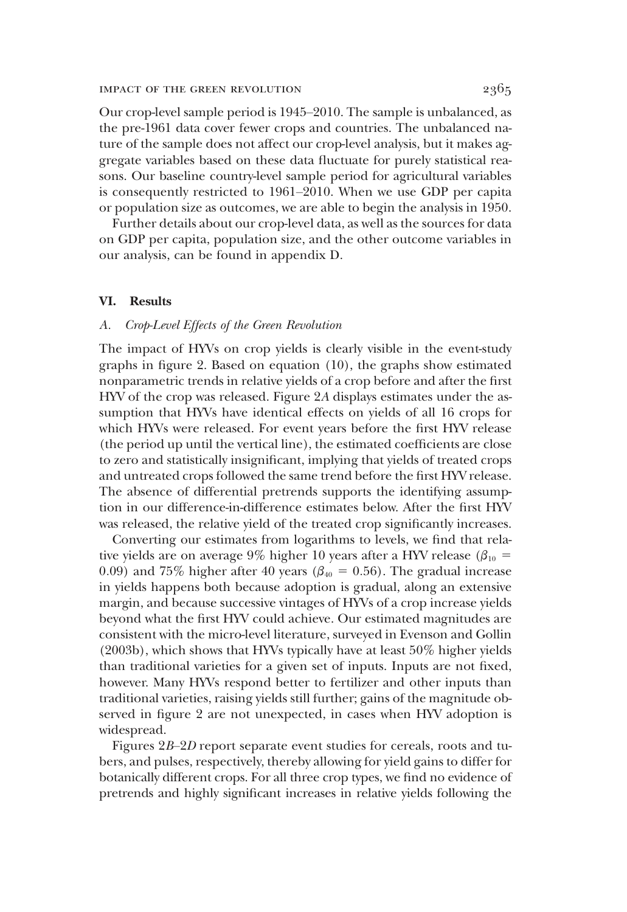Our crop-level sample period is 1945–2010. The sample is unbalanced, as the pre-1961 data cover fewer crops and countries. The unbalanced nature of the sample does not affect our crop-level analysis, but it makes aggregate variables based on these data fluctuate for purely statistical reasons. Our baseline country-level sample period for agricultural variables is consequently restricted to 1961–2010. When we use GDP per capita or population size as outcomes, we are able to begin the analysis in 1950.

Further details about our crop-level data, as well as the sources for data on GDP per capita, population size, and the other outcome variables in our analysis, can be found in appendix D.

## VI. Results

### A. *Crop-Level Effects of the Green Revolution*

The impact of HYVs on crop yields is clearly visible in the event-study graphs in figure 2. Based on equation (10), the graphs show estimated nonparametric trends in relative yields of a crop before and after the first HYV of the crop was released. Figure 2*A* displays estimates under the assumption that HYVs have identical effects on yields of all 16 crops for which HYVs were released. For event years before the first HYV release (the period up until the vertical line), the estimated coefficients are close to zero and statistically insignificant, implying that yields of treated crops and untreated crops followed the same trend before the first HYV release. The absence of differential pretrends supports the identifying assumption in our difference-in-difference estimates below. After the first HYV was released, the relative yield of the treated crop significantly increases.

Converting our estimates from logarithms to levels, we find that relative yields are on average 9% higher 10 years after a HYV release ($\beta_{10} = 0.09$) and 75% higher after 40 years ($\beta_{40} = 0.56$). The gradual increase in yields happens both because adoption is gradual, along an extensive margin, and because successive vintages of HYVs of a crop increase yields beyond what the first HYV could achieve. Our estimated magnitudes are consistent with the micro-level literature, surveyed in Evenson and Gollin (2003b), which shows that HYVs typically have at least 50% higher yields than traditional varieties for a given set of inputs. Inputs are not fixed, however. Many HYVs respond better to fertilizer and other inputs than traditional varieties, raising yields still further; gains of the magnitude observed in figure 2 are not unexpected, in cases when HYV adoption is widespread.

Figures 2*B*–2*D* report separate event studies for cereals, roots and tubers, and pulses, respectively, thereby allowing for yield gains to differ for botanically different crops. For all three crop types, we find no evidence of pretrends and highly significant increases in relative yields following the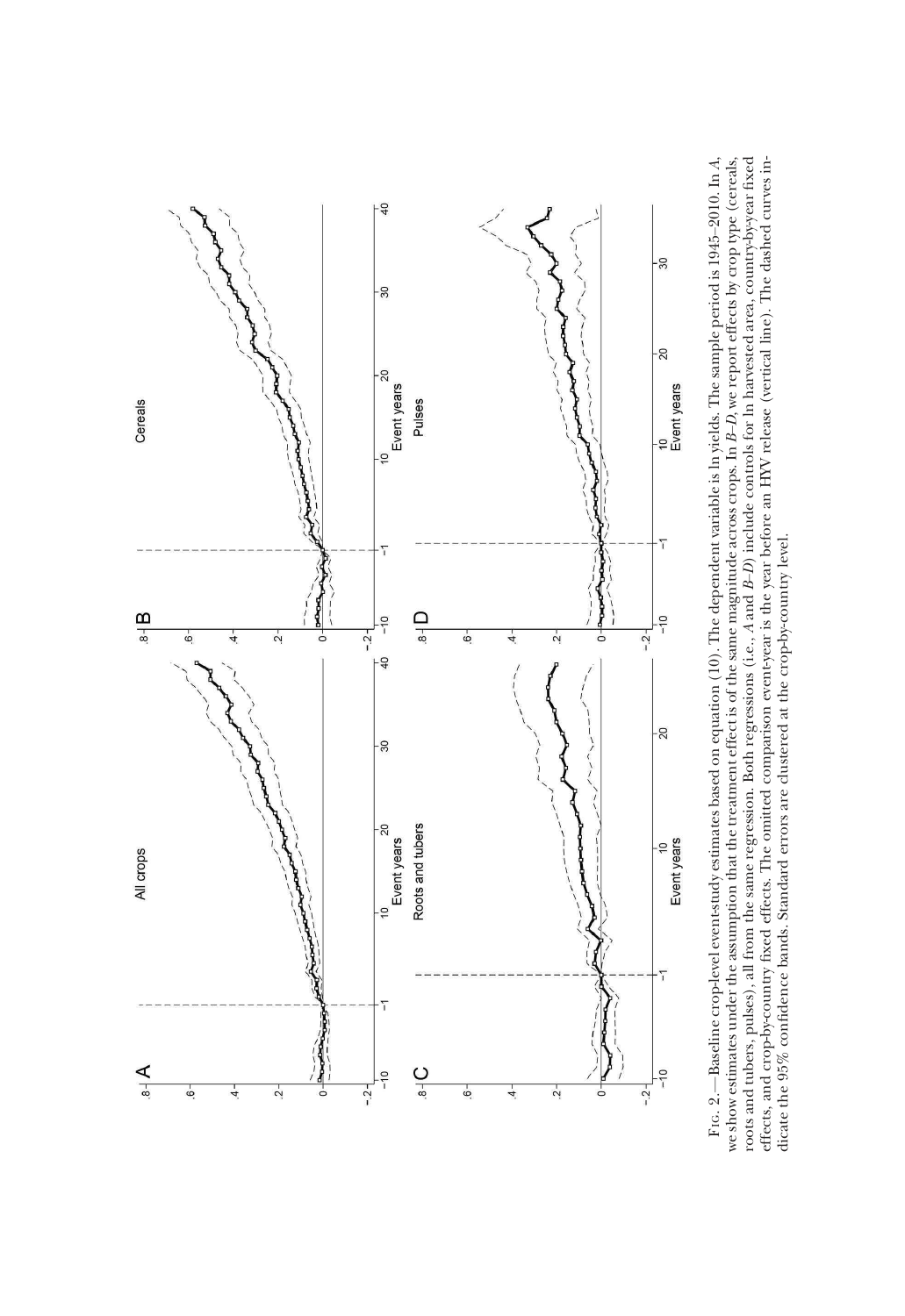FIG. 2.—Baseline crop-level event-study estimates based on equation (10). The dependent variable is ln yields. The sample period is 1945–2010. In *A*, we show estimates under the assumption that the treatment effect is of the same magnitude across crops. In *B–D*, we report effects by crop type (cereals, roots and tubers, pulses), all from the same regression. Both regressions (i.e., *A* and *B–D*) include controls for ln harvested area, country-by-year fixed effects, and crop-by-country fixed effects. The omitted comparison event-year is the year before an HYV release (vertical line). The dashed curves indicate the 95% confidence bands. Standard errors are clustered at the crop-by-country level.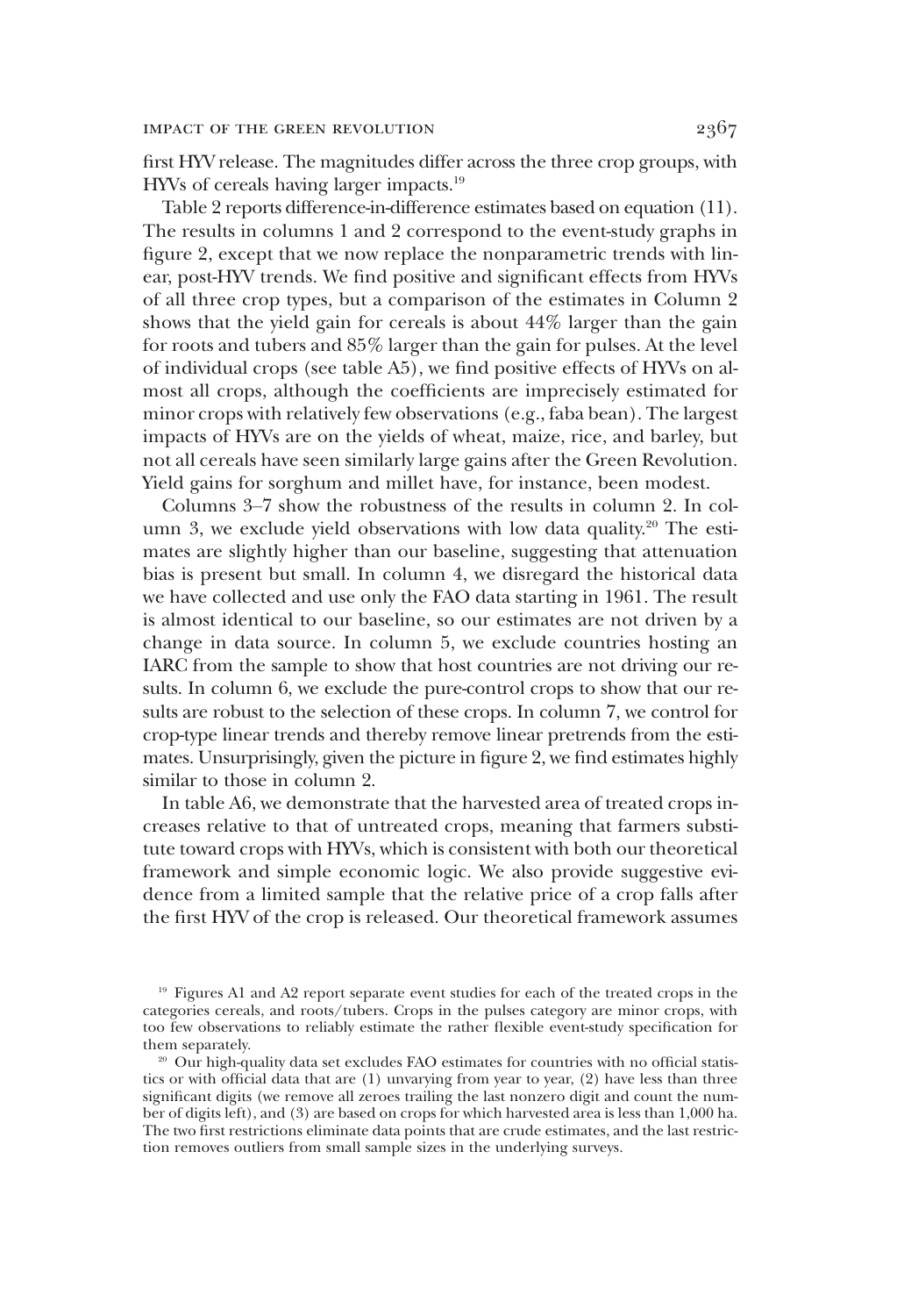first HYV release. The magnitudes differ across the three crop groups, with HYVs of cereals having larger impacts.[19]

Table 2 reports difference-in-difference estimates based on equation (11). The results in columns 1 and 2 correspond to the event-study graphs in figure 2, except that we now replace the nonparametric trends with linear, post-HYV trends. We find positive and significant effects from HYVs of all three crop types, but a comparison of the estimates in Column 2 shows that the yield gain for cereals is about 44% larger than the gain for roots and tubers and 85% larger than the gain for pulses. At the level of individual crops (see table A5), we find positive effects of HYVs on almost all crops, although the coefficients are imprecisely estimated for minor crops with relatively few observations (e.g., faba bean). The largest impacts of HYVs are on the yields of wheat, maize, rice, and barley, but not all cereals have seen similarly large gains after the Green Revolution. Yield gains for sorghum and millet have, for instance, been modest.

Columns 3–7 show the robustness of the results in column 2. In column 3, we exclude yield observations with low data quality.[20] The estimates are slightly higher than our baseline, suggesting that attenuation bias is present but small. In column 4, we disregard the historical data we have collected and use only the FAO data starting in 1961. The result is almost identical to our baseline, so our estimates are not driven by a change in data source. In column 5, we exclude countries hosting an IARC from the sample to show that host countries are not driving our results. In column 6, we exclude the pure-control crops to show that our results are robust to the selection of these crops. In column 7, we control for crop-type linear trends and thereby remove linear pretrends from the estimates. Unsurprisingly, given the picture in figure 2, we find estimates highly similar to those in column 2.

In table A6, we demonstrate that the harvested area of treated crops increases relative to that of untreated crops, meaning that farmers substitute toward crops with HYVs, which is consistent with both our theoretical framework and simple economic logic. We also provide suggestive evidence from a limited sample that the relative price of a crop falls after the first HYV of the crop is released. Our theoretical framework assumes

[19] Figures A1 and A2 report separate event studies for each of the treated crops in the categories cereals, and roots/tubers. Crops in the pulses category are minor crops, with too few observations to reliably estimate the rather flexible event-study specification for them separately.

[20] Our high-quality data set excludes FAO estimates for countries with no official statistics or with official data that are (1) unvarying from year to year, (2) have less than three significant digits (we remove all zeroes trailing the last nonzero digit and count the number of digits left), and (3) are based on crops for which harvested area is less than 1,000 ha. The two first restrictions eliminate data points that are crude estimates, and the last restriction removes outliers from small sample sizes in the underlying surveys.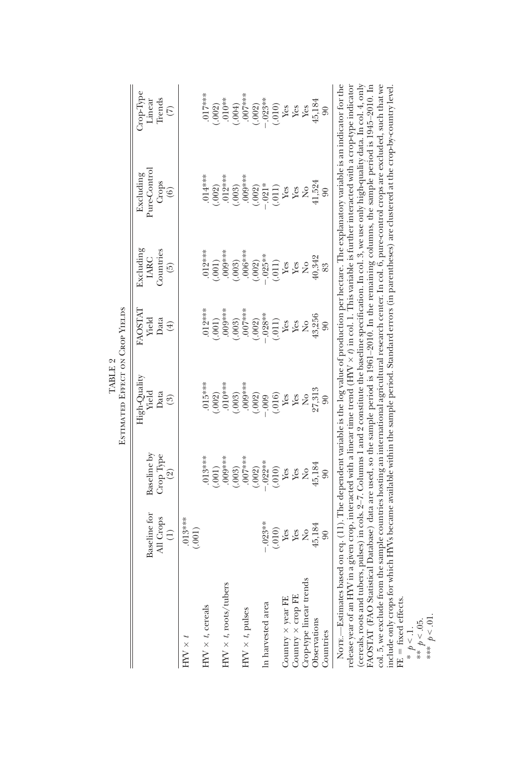TABLE 2

Estimated Effect on Crop Yields

| | Baseline for All Crops (1) | Baseline by Crop Type (2) | High-Quality Yield Data (3) | FAOSTAT Yield Data (4) | Excluding IARC Countries (5) | Excluding Pure-Control Crops (6) | Crop-Type Linear Trends (7) |
|---|---|---|---|---|---|---|---|
| HYV × $t$ | .013*** | | | | | | |
| | (.001) | | | | | | |
| HYV × $t$, cereals | | .013*** | .015*** | .012*** | .012*** | .014*** | .017*** |
| | | (.001) | (.002) | (.001) | (.001) | (.002) | (.002) |
| HYV × $t$, roots/tubers | | .009*** | .010*** | .009*** | .009*** | .012*** | .010** |
| | | (.003) | (.003) | (.003) | (.003) | (.003) | (.004) |
| HYV × $t$, pulses | | .007*** | .009*** | .007*** | .006*** | .009*** | .007*** |
| | | (.002) | (.002) | (.002) | (.002) | (.002) | (.002) |
| ln harvested area | −.023** | −.022** | −.009 | −.028** | −.025** | −.021* | −.023** |
| | (.010) | (.010) | (.016) | (.011) | (.011) | (.011) | (.010) |
| Country × year FE | Yes | Yes | Yes | Yes | Yes | Yes | Yes |
| Country × crop FE | Yes | Yes | Yes | Yes | Yes | Yes | Yes |
| Crop-type linear trends | No | No | No | No | No | No | Yes |
| Observations | 45,184 | 45,184 | 27,313 | 43,256 | 40,342 | 41,524 | 45,184 |
| Countries | 90 | 90 | 90 | 90 | 83 | 90 | 90 |

Note.—Estimates based on eq. (11). The dependent variable is the log value of production per hectare. The explanatory variable is an indicator for the release year of an HYV in a given crop, interacted with a linear time trend (HYV × $t$) in col. 1. This variable is further interacted with a crop-type indicator (cereals, roots and tubers, pulses) in cols. 2–7. Columns 1 and 2 constitute the baseline specification. In col. 3, we use only high-quality data. In col. 4, only FAOSTAT (FAO Statistical Database) data are used, so the sample period is 1961–2010. In the remaining columns, the sample period is 1945–2010. In col. 5, we exclude from the sample countries hosting an international agricultural research center. In col. 6, pure-control crops are excluded, such that we include only crops for which HYVs became available within the sample period. Standard errors (in parentheses) are clustered at the crop-by-country level. FE = fixed effects.

\* $p < .1$.

\*\* $p < .05$.

\*\*\* $p < .01$.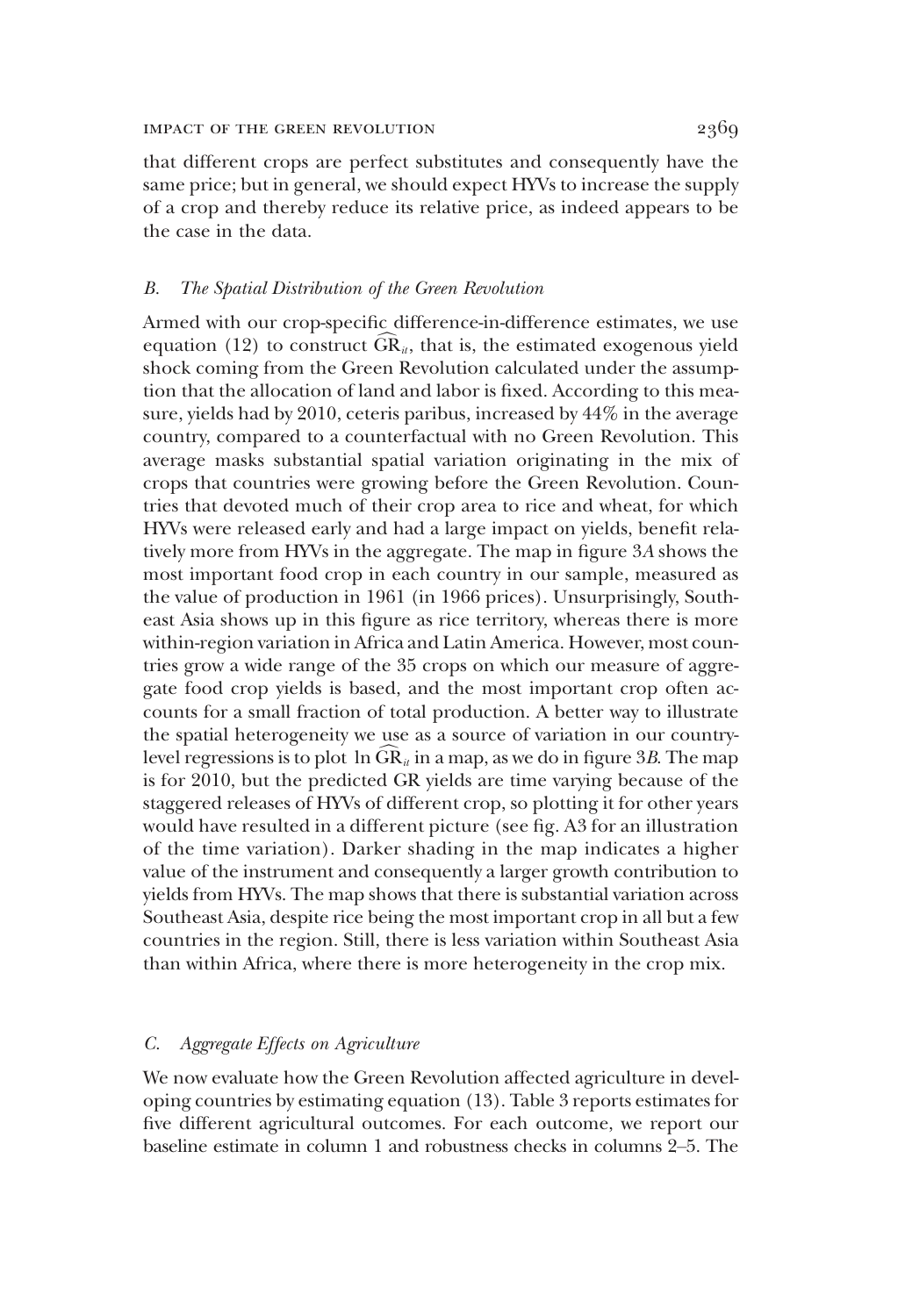that different crops are perfect substitutes and consequently have the same price; but in general, we should expect HYVs to increase the supply of a crop and thereby reduce its relative price, as indeed appears to be the case in the data.

### *B. The Spatial Distribution of the Green Revolution*

Armed with our crop-specific difference-in-difference estimates, we use equation (12) to construct $\widehat{\text{GR}}_{it}$, that is, the estimated exogenous yield shock coming from the Green Revolution calculated under the assumption that the allocation of land and labor is fixed. According to this measure, yields had by 2010, ceteris paribus, increased by 44% in the average country, compared to a counterfactual with no Green Revolution. This average masks substantial spatial variation originating in the mix of crops that countries were growing before the Green Revolution. Countries that devoted much of their crop area to rice and wheat, for which HYVs were released early and had a large impact on yields, benefit relatively more from HYVs in the aggregate. The map in figure 3*A* shows the most important food crop in each country in our sample, measured as the value of production in 1961 (in 1966 prices). Unsurprisingly, Southeast Asia shows up in this figure as rice territory, whereas there is more within-region variation in Africa and Latin America. However, most countries grow a wide range of the 35 crops on which our measure of aggregate food crop yields is based, and the most important crop often accounts for a small fraction of total production. A better way to illustrate the spatial heterogeneity we use as a source of variation in our country-level regressions is to plot $\ln \widehat{\text{GR}}_{it}$ in a map, as we do in figure 3*B*. The map is for 2010, but the predicted GR yields are time varying because of the staggered releases of HYVs of different crop, so plotting it for other years would have resulted in a different picture (see fig. A3 for an illustration of the time variation). Darker shading in the map indicates a higher value of the instrument and consequently a larger growth contribution to yields from HYVs. The map shows that there is substantial variation across Southeast Asia, despite rice being the most important crop in all but a few countries in the region. Still, there is less variation within Southeast Asia than within Africa, where there is more heterogeneity in the crop mix.

### *C. Aggregate Effects on Agriculture*

We now evaluate how the Green Revolution affected agriculture in developing countries by estimating equation (13). Table 3 reports estimates for five different agricultural outcomes. For each outcome, we report our baseline estimate in column 1 and robustness checks in columns 2–5. The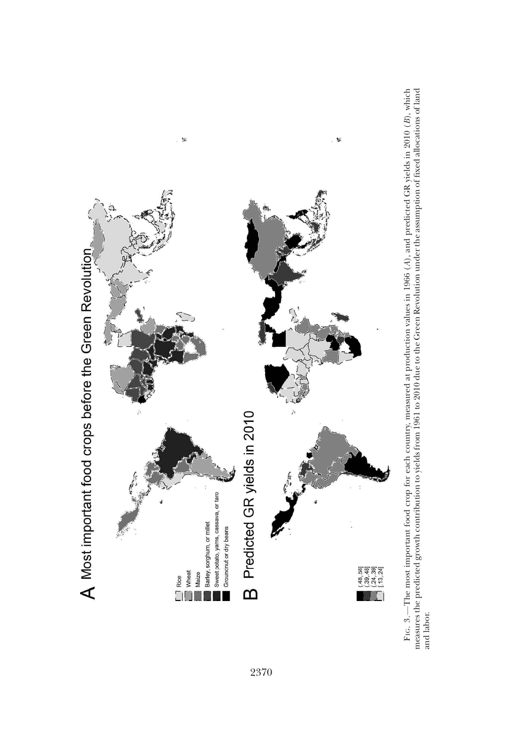A Most important food crops before the Green Revolution

Rice
Wheat
Maize
Barley, sorghum, or millet
Sweet potato, yams, cassava, or taro
Grouncnut or dry beans

B Predicted GR yields in 2010

(48, 58]
(39, 48]
(24, 39]
[13, 24]

Fig. 3.—The most important food crop for each country, measured at production values in 1966 (*A*), and predicted GR yields in 2010 (*B*), which measures the predicted growth contribution to yields from 1961 to 2010 due to the Green Revolution under the assumption of fixed allocations of land and labor.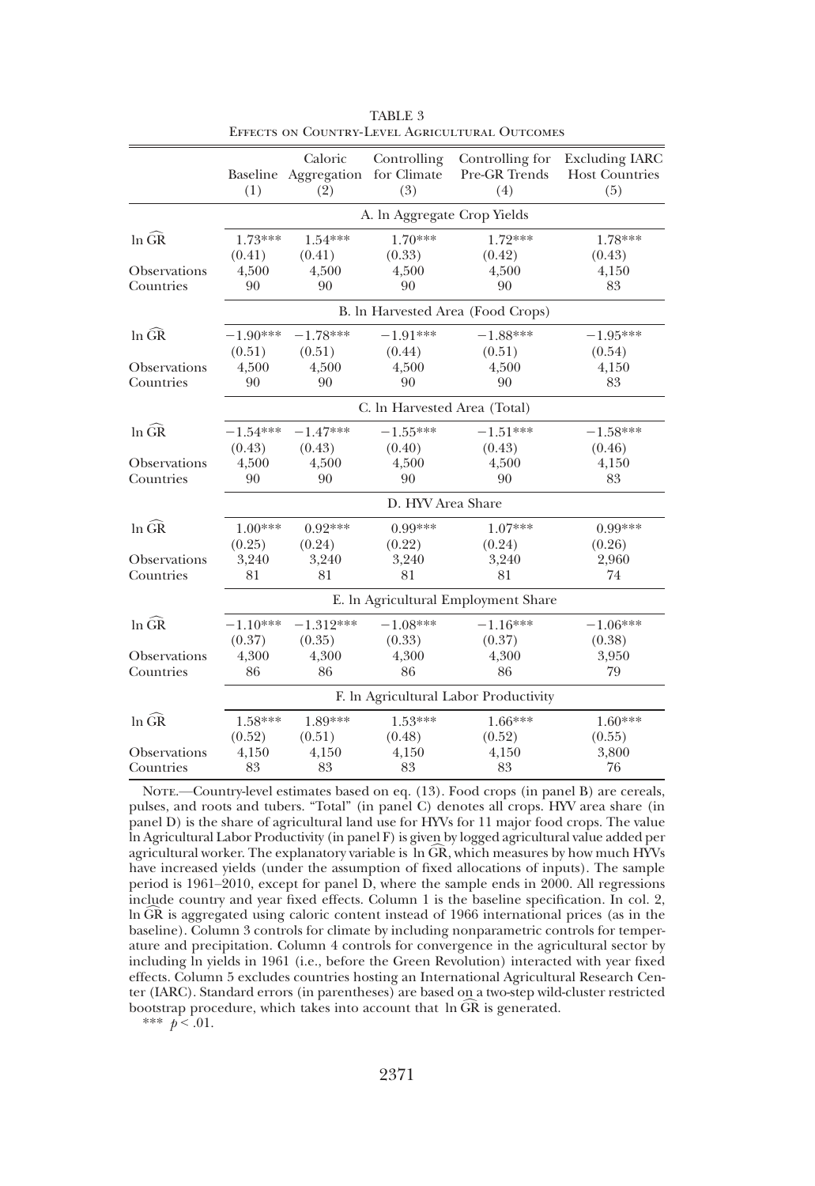TABLE 3

Effects on Country-Level Agricultural Outcomes

| | Baseline (1) | Caloric Aggregation (2) | Controlling for Climate (3) | Controlling for Pre-GR Trends (4) | Excluding IARC Host Countries (5) |
|---|---|---|---|---|---|
| | A. ln Aggregate Crop Yields | | | | |
| $\ln \widehat{GR}$ | 1.73*** | 1.54*** | 1.70*** | 1.72*** | 1.78*** |
| | (0.41) | (0.41) | (0.33) | (0.42) | (0.43) |
| Observations | 4,500 | 4,500 | 4,500 | 4,500 | 4,150 |
| Countries | 90 | 90 | 90 | 90 | 83 |
| | B. ln Harvested Area (Food Crops) | | | | |
| $\ln \widehat{GR}$ | −1.90*** | −1.78*** | −1.91*** | −1.88*** | −1.95*** |
| | (0.51) | (0.51) | (0.44) | (0.51) | (0.54) |
| Observations | 4,500 | 4,500 | 4,500 | 4,500 | 4,150 |
| Countries | 90 | 90 | 90 | 90 | 83 |
| | C. ln Harvested Area (Total) | | | | |
| $\ln \widehat{GR}$ | −1.54*** | −1.47*** | −1.55*** | −1.51*** | −1.58*** |
| | (0.43) | (0.43) | (0.40) | (0.43) | (0.46) |
| Observations | 4,500 | 4,500 | 4,500 | 4,500 | 4,150 |
| Countries | 90 | 90 | 90 | 90 | 83 |
| | D. HYV Area Share | | | | |
| $\ln \widehat{GR}$ | 1.00*** | 0.92*** | 0.99*** | 1.07*** | 0.99*** |
| | (0.25) | (0.24) | (0.22) | (0.24) | (0.26) |
| Observations | 3,240 | 3,240 | 3,240 | 3,240 | 2,960 |
| Countries | 81 | 81 | 81 | 81 | 74 |
| | E. ln Agricultural Employment Share | | | | |
| $\ln \widehat{GR}$ | −1.10*** | −1.312*** | −1.08*** | −1.16*** | −1.06*** |
| | (0.37) | (0.35) | (0.33) | (0.37) | (0.38) |
| Observations | 4,300 | 4,300 | 4,300 | 4,300 | 3,950 |
| Countries | 86 | 86 | 86 | 86 | 79 |
| | F. ln Agricultural Labor Productivity | | | | |
| $\ln \widehat{GR}$ | 1.58*** | 1.89*** | 1.53*** | 1.66*** | 1.60*** |
| | (0.52) | (0.51) | (0.48) | (0.52) | (0.55) |
| Observations | 4,150 | 4,150 | 4,150 | 4,150 | 3,800 |
| Countries | 83 | 83 | 83 | 83 | 76 |

Note.—Country-level estimates based on eq. (13). Food crops (in panel B) are cereals, pulses, and roots and tubers. "Total" (in panel C) denotes all crops. HYV area share (in panel D) is the share of agricultural land use for HYVs for 11 major food crops. The value ln Agricultural Labor Productivity (in panel F) is given by logged agricultural value added per agricultural worker. The explanatory variable is $\ln \widehat{GR}$, which measures by how much HYVs have increased yields (under the assumption of fixed allocations of inputs). The sample period is 1961–2010, except for panel D, where the sample ends in 2000. All regressions include country and year fixed effects. Column 1 is the baseline specification. In col. 2, $\ln \widehat{GR}$ is aggregated using caloric content instead of 1966 international prices (as in the baseline). Column 3 controls for climate by including nonparametric controls for temperature and precipitation. Column 4 controls for convergence in the agricultural sector by including ln yields in 1961 (i.e., before the Green Revolution) interacted with year fixed effects. Column 5 excludes countries hosting an International Agricultural Research Center (IARC). Standard errors (in parentheses) are based on a two-step wild-cluster restricted bootstrap procedure, which takes into account that $\ln \widehat{GR}$ is generated.

*** $p < .01$.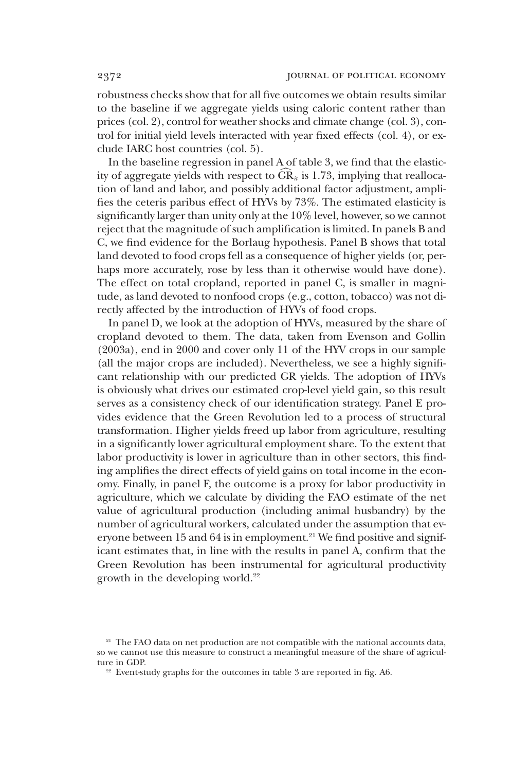robustness checks show that for all five outcomes we obtain results similar to the baseline if we aggregate yields using caloric content rather than prices (col. 2), control for weather shocks and climate change (col. 3), control for initial yield levels interacted with year fixed effects (col. 4), or exclude IARC host countries (col. 5).

In the baseline regression in panel A of table 3, we find that the elasticity of aggregate yields with respect to $\widehat{GR}_{it}$ is 1.73, implying that reallocation of land and labor, and possibly additional factor adjustment, amplifies the ceteris paribus effect of HYVs by 73%. The estimated elasticity is significantly larger than unity only at the 10% level, however, so we cannot reject that the magnitude of such amplification is limited. In panels B and C, we find evidence for the Borlaug hypothesis. Panel B shows that total land devoted to food crops fell as a consequence of higher yields (or, perhaps more accurately, rose by less than it otherwise would have done). The effect on total cropland, reported in panel C, is smaller in magnitude, as land devoted to nonfood crops (e.g., cotton, tobacco) was not directly affected by the introduction of HYVs of food crops.

In panel D, we look at the adoption of HYVs, measured by the share of cropland devoted to them. The data, taken from Evenson and Gollin (2003a), end in 2000 and cover only 11 of the HYV crops in our sample (all the major crops are included). Nevertheless, we see a highly significant relationship with our predicted GR yields. The adoption of HYVs is obviously what drives our estimated crop-level yield gain, so this result serves as a consistency check of our identification strategy. Panel E provides evidence that the Green Revolution led to a process of structural transformation. Higher yields freed up labor from agriculture, resulting in a significantly lower agricultural employment share. To the extent that labor productivity is lower in agriculture than in other sectors, this finding amplifies the direct effects of yield gains on total income in the economy. Finally, in panel F, the outcome is a proxy for labor productivity in agriculture, which we calculate by dividing the FAO estimate of the net value of agricultural production (including animal husbandry) by the number of agricultural workers, calculated under the assumption that everyone between 15 and 64 is in employment.[21] We find positive and significant estimates that, in line with the results in panel A, confirm that the Green Revolution has been instrumental for agricultural productivity growth in the developing world.[22]

[21] The FAO data on net production are not compatible with the national accounts data, so we cannot use this measure to construct a meaningful measure of the share of agriculture in GDP.

[22] Event-study graphs for the outcomes in table 3 are reported in fig. A6.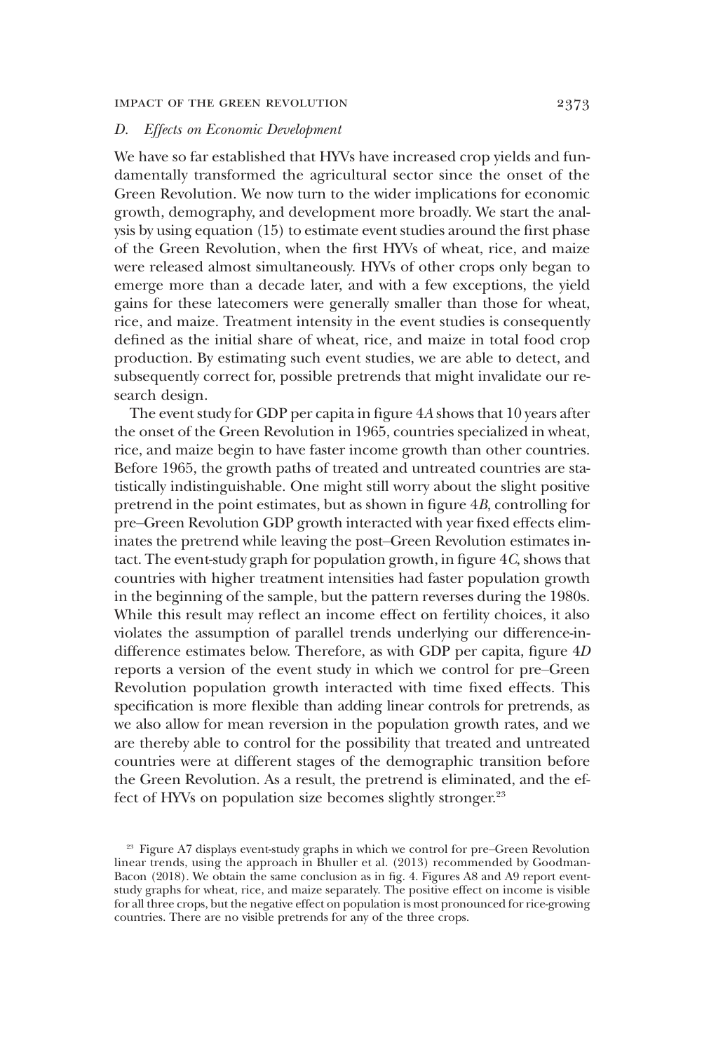### D. Effects on Economic Development

We have so far established that HYVs have increased crop yields and fundamentally transformed the agricultural sector since the onset of the Green Revolution. We now turn to the wider implications for economic growth, demography, and development more broadly. We start the analysis by using equation (15) to estimate event studies around the first phase of the Green Revolution, when the first HYVs of wheat, rice, and maize were released almost simultaneously. HYVs of other crops only began to emerge more than a decade later, and with a few exceptions, the yield gains for these latecomers were generally smaller than those for wheat, rice, and maize. Treatment intensity in the event studies is consequently defined as the initial share of wheat, rice, and maize in total food crop production. By estimating such event studies, we are able to detect, and subsequently correct for, possible pretrends that might invalidate our research design.

The event study for GDP per capita in figure 4*A* shows that 10 years after the onset of the Green Revolution in 1965, countries specialized in wheat, rice, and maize begin to have faster income growth than other countries. Before 1965, the growth paths of treated and untreated countries are statistically indistinguishable. One might still worry about the slight positive pretrend in the point estimates, but as shown in figure 4*B*, controlling for pre–Green Revolution GDP growth interacted with year fixed effects eliminates the pretrend while leaving the post–Green Revolution estimates intact. The event-study graph for population growth, in figure 4*C*, shows that countries with higher treatment intensities had faster population growth in the beginning of the sample, but the pattern reverses during the 1980s. While this result may reflect an income effect on fertility choices, it also violates the assumption of parallel trends underlying our difference-in-difference estimates below. Therefore, as with GDP per capita, figure 4*D* reports a version of the event study in which we control for pre–Green Revolution population growth interacted with time fixed effects. This specification is more flexible than adding linear controls for pretrends, as we also allow for mean reversion in the population growth rates, and we are thereby able to control for the possibility that treated and untreated countries were at different stages of the demographic transition before the Green Revolution. As a result, the pretrend is eliminated, and the effect of HYVs on population size becomes slightly stronger.[23]

[23] Figure A7 displays event-study graphs in which we control for pre–Green Revolution linear trends, using the approach in Bhuller et al. (2013) recommended by Goodman-Bacon (2018). We obtain the same conclusion as in fig. 4. Figures A8 and A9 report event-study graphs for wheat, rice, and maize separately. The positive effect on income is visible for all three crops, but the negative effect on population is most pronounced for rice-growing countries. There are no visible pretrends for any of the three crops.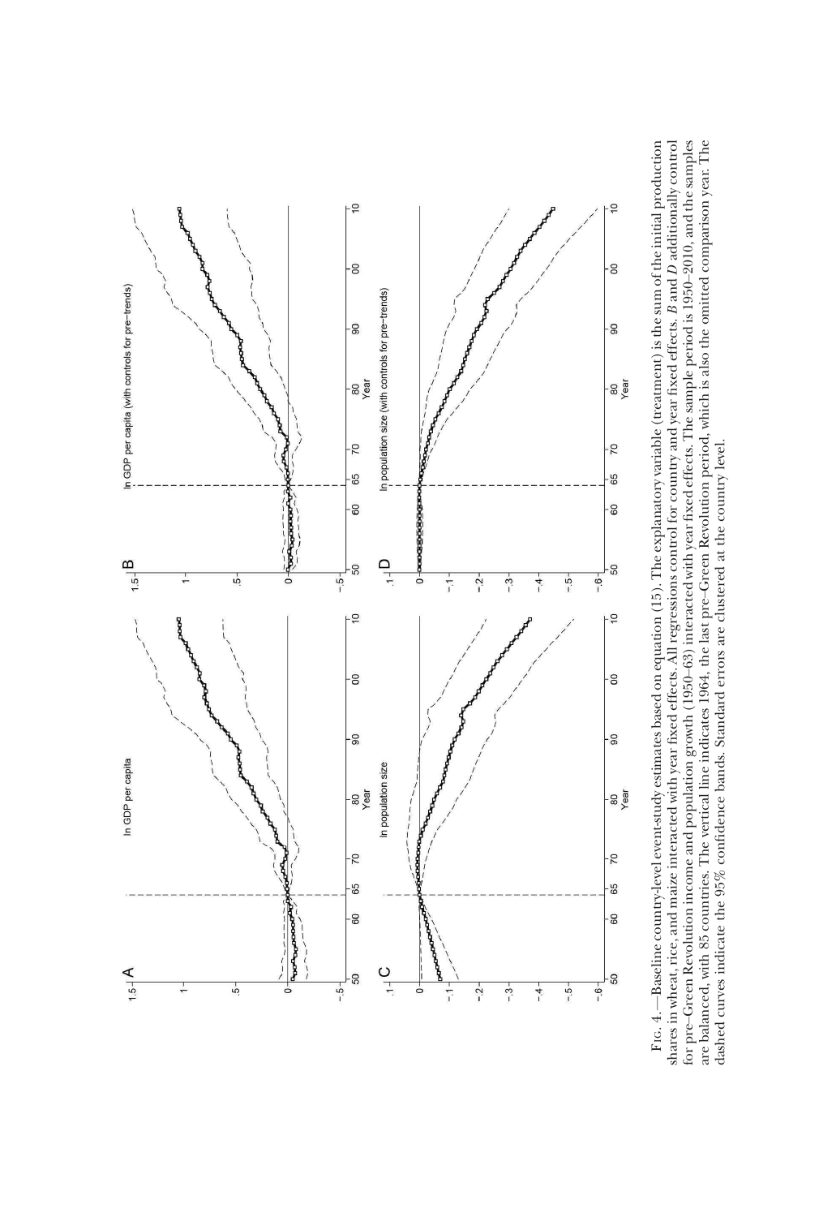Fig. 4.—Baseline country-level event-study estimates based on equation (15). The explanatory variable (treatment) is the sum of the initial production shares in wheat, rice, and maize interacted with year fixed effects. All regressions control for country and year fixed effects. *B* and *D* additionally control for pre–Green Revolution income and population growth (1950–63) interacted with year fixed effects. The sample period is 1950–2010, and the samples are balanced, with 85 countries. The vertical line indicates 1964, the last pre–Green Revolution period, which is also the omitted comparison year. The dashed curves indicate the 95% confidence bands. Standard errors are clustered at the country level.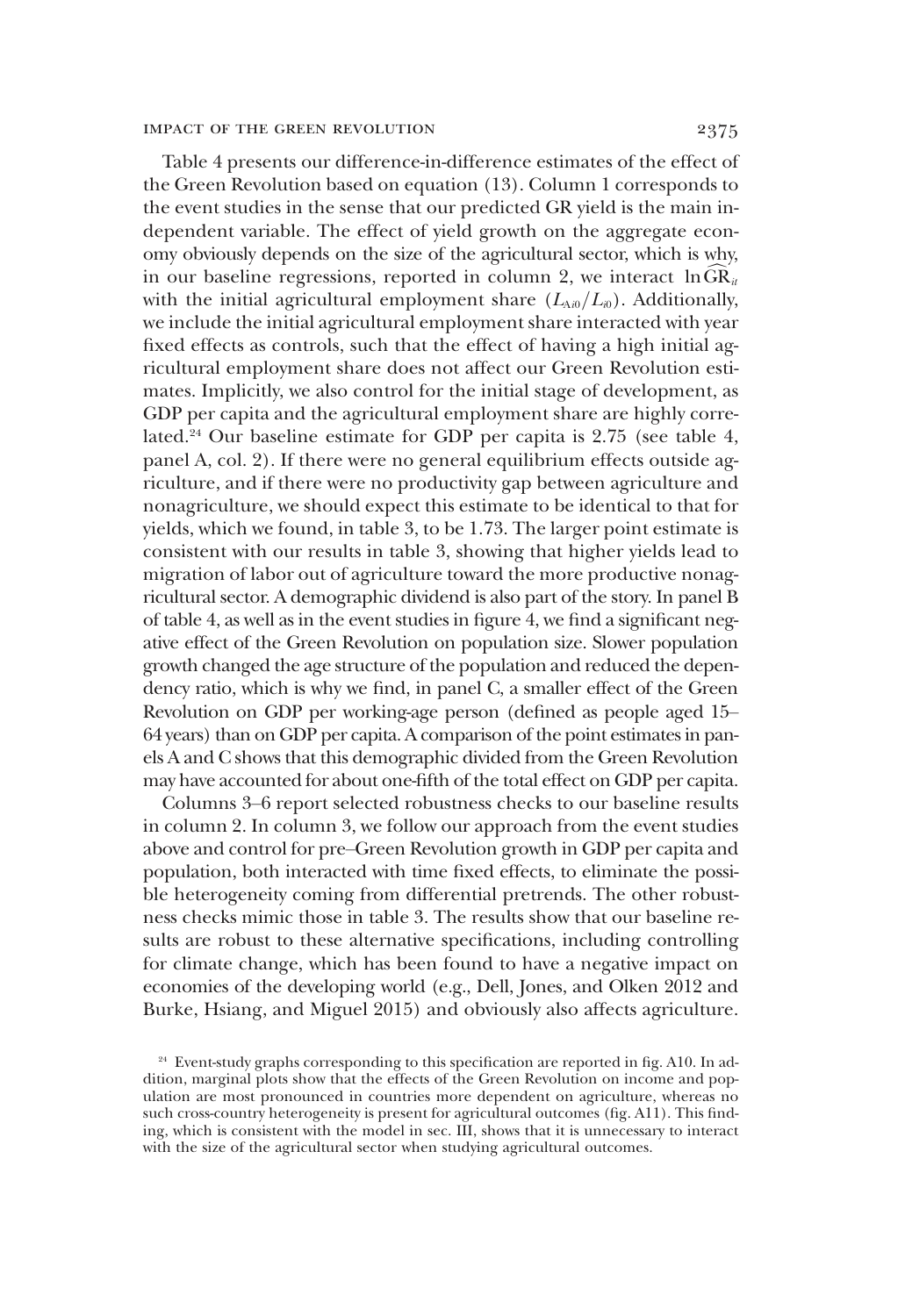Table 4 presents our difference-in-difference estimates of the effect of the Green Revolution based on equation (13). Column 1 corresponds to the event studies in the sense that our predicted GR yield is the main independent variable. The effect of yield growth on the aggregate economy obviously depends on the size of the agricultural sector, which is why, in our baseline regressions, reported in column 2, we interact $\ln\widehat{\mathrm{GR}}_{it}$ with the initial agricultural employment share $(L_{Ai0}/L_{i0})$. Additionally, we include the initial agricultural employment share interacted with year fixed effects as controls, such that the effect of having a high initial agricultural employment share does not affect our Green Revolution estimates. Implicitly, we also control for the initial stage of development, as GDP per capita and the agricultural employment share are highly correlated.[24] Our baseline estimate for GDP per capita is 2.75 (see table 4, panel A, col. 2). If there were no general equilibrium effects outside agriculture, and if there were no productivity gap between agriculture and nonagriculture, we should expect this estimate to be identical to that for yields, which we found, in table 3, to be 1.73. The larger point estimate is consistent with our results in table 3, showing that higher yields lead to migration of labor out of agriculture toward the more productive nonagricultural sector. A demographic dividend is also part of the story. In panel B of table 4, as well as in the event studies in figure 4, we find a significant negative effect of the Green Revolution on population size. Slower population growth changed the age structure of the population and reduced the dependency ratio, which is why we find, in panel C, a smaller effect of the Green Revolution on GDP per working-age person (defined as people aged 15–64 years) than on GDP per capita. A comparison of the point estimates in panels A and C shows that this demographic divided from the Green Revolution may have accounted for about one-fifth of the total effect on GDP per capita.

Columns 3–6 report selected robustness checks to our baseline results in column 2. In column 3, we follow our approach from the event studies above and control for pre–Green Revolution growth in GDP per capita and population, both interacted with time fixed effects, to eliminate the possible heterogeneity coming from differential pretrends. The other robustness checks mimic those in table 3. The results show that our baseline results are robust to these alternative specifications, including controlling for climate change, which has been found to have a negative impact on economies of the developing world (e.g., Dell, Jones, and Olken 2012 and Burke, Hsiang, and Miguel 2015) and obviously also affects agriculture.

[24] Event-study graphs corresponding to this specification are reported in fig. A10. In addition, marginal plots show that the effects of the Green Revolution on income and population are most pronounced in countries more dependent on agriculture, whereas no such cross-country heterogeneity is present for agricultural outcomes (fig. A11). This finding, which is consistent with the model in sec. III, shows that it is unnecessary to interact with the size of the agricultural sector when studying agricultural outcomes.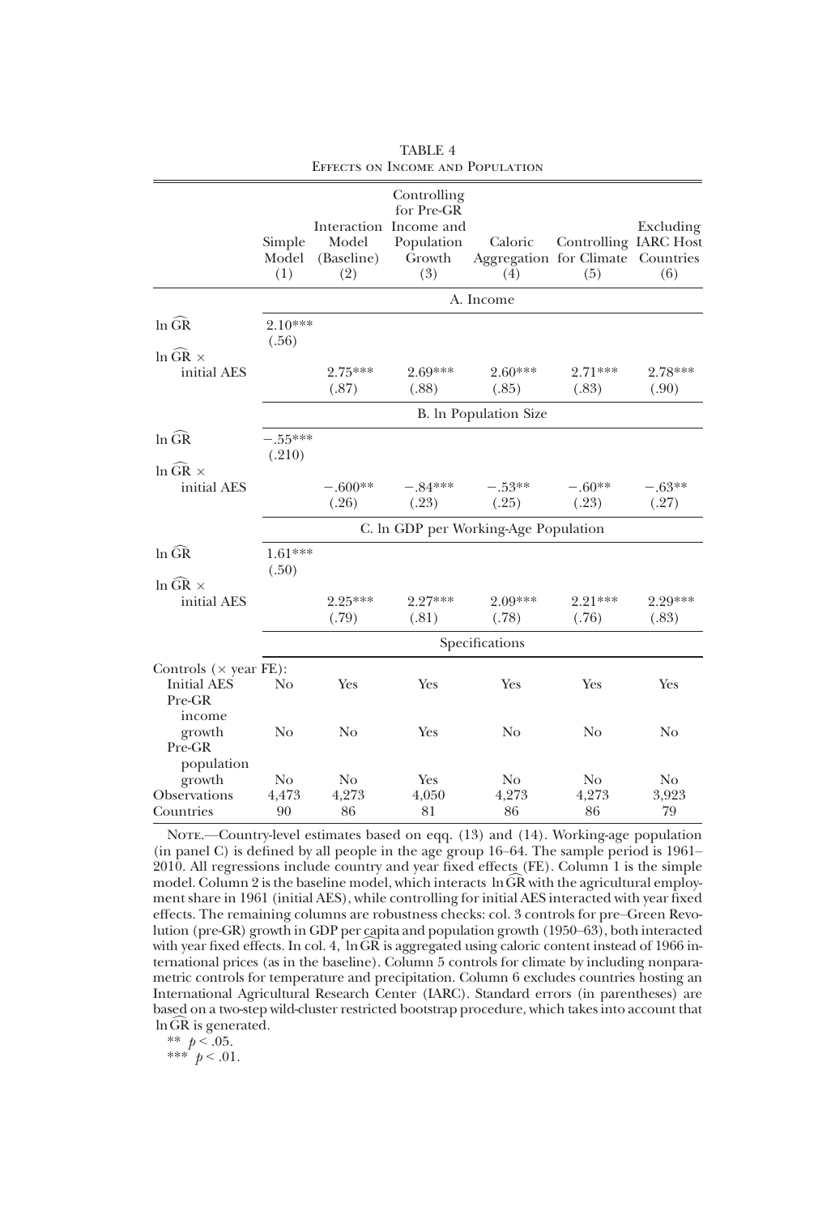TABLE 4

EFFECTS ON INCOME AND POPULATION

| | Simple Model (1) | Interaction Model (Baseline) (2) | Controlling for Pre-GR Income and Population Growth (3) | Caloric Aggregation (4) | Controlling for Climate (5) | Excluding IARC Host Countries (6) |
|---|---|---|---|---|---|---|
| | A. Income | | | | | |
| $\ln \widehat{GR}$ | 2.10*** | | | | | |
| | (.56) | | | | | |
| $\ln \widehat{GR}$ × initial AES | | 2.75*** | 2.69*** | 2.60*** | 2.71*** | 2.78*** |
| | | (.87) | (.88) | (.85) | (.83) | (.90) |
| | B. ln Population Size | | | | | |
| $\ln \widehat{GR}$ | −.55*** | | | | | |
| | (.210) | | | | | |
| $\ln \widehat{GR}$ × initial AES | | −.600** | −.84*** | −.53** | −.60** | −.63** |
| | | (.26) | (.23) | (.25) | (.23) | (.27) |
| | C. ln GDP per Working-Age Population | | | | | |
| $\ln \widehat{GR}$ | 1.61*** | | | | | |
| | (.50) | | | | | |
| $\ln \widehat{GR}$ × initial AES | | 2.25*** | 2.27*** | 2.09*** | 2.21*** | 2.29*** |
| | | (.79) | (.81) | (.78) | (.76) | (.83) |
| | Specifications | | | | | |
| Controls (× year FE): | | | | | | |
| Initial AES | No | Yes | Yes | Yes | Yes | Yes |
| Pre-GR income growth | No | No | Yes | No | No | No |
| Pre-GR population growth | No | No | Yes | No | No | No |
| Observations | 4,473 | 4,273 | 4,050 | 4,273 | 4,273 | 3,923 |
| Countries | 90 | 86 | 81 | 86 | 86 | 79 |

NOTE.—Country-level estimates based on eqq. (13) and (14). Working-age population (in panel C) is defined by all people in the age group 16–64. The sample period is 1961–2010. All regressions include country and year fixed effects (FE). Column 1 is the simple model. Column 2 is the baseline model, which interacts $\ln \widehat{GR}$ with the agricultural employment share in 1961 (initial AES), while controlling for initial AES interacted with year fixed effects. The remaining columns are robustness checks: col. 3 controls for pre–Green Revolution (pre-GR) growth in GDP per capita and population growth (1950–63), both interacted with year fixed effects. In col. 4, $\ln \widehat{GR}$ is aggregated using caloric content instead of 1966 international prices (as in the baseline). Column 5 controls for climate by including nonparametric controls for temperature and precipitation. Column 6 excludes countries hosting an International Agricultural Research Center (IARC). Standard errors (in parentheses) are based on a two-step wild-cluster restricted bootstrap procedure, which takes into account that $\ln \widehat{GR}$ is generated.

** $p < .05$.

*** $p < .01$.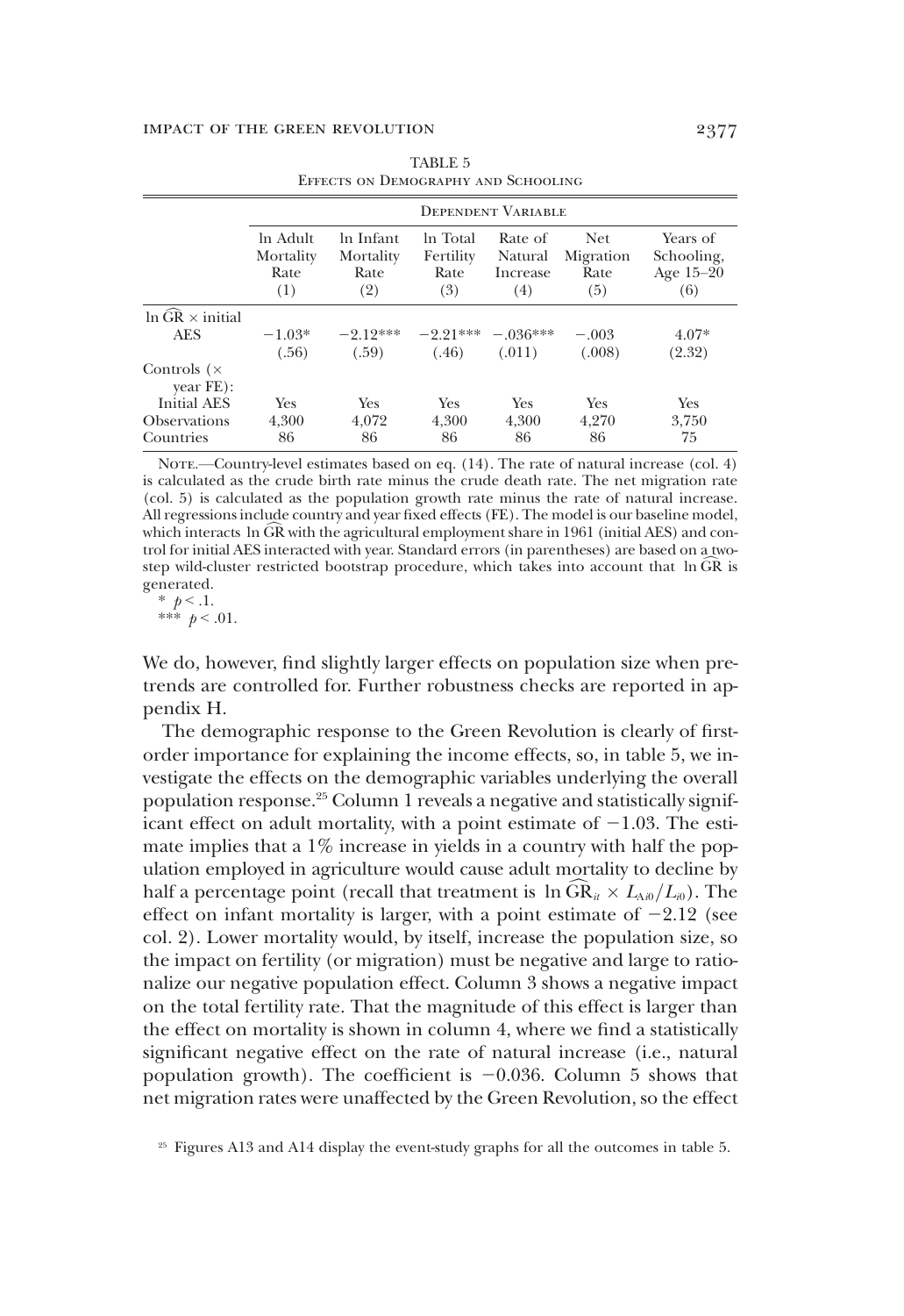TABLE 5

Effects on Demography and Schooling

| | Dependent Variable | | | | | |
|---|---|---|---|---|---|---|
| | ln Adult Mortality Rate (1) | ln Infant Mortality Rate (2) | ln Total Fertility Rate (3) | Rate of Natural Increase (4) | Net Migration Rate (5) | Years of Schooling, Age 15–20 (6) |
| $\ln \widehat{\text{GR}} \times$ initial AES | −1.03* | −2.12*** | −2.21*** | −.036*** | −.003 | 4.07* |
| | (.56) | (.59) | (.46) | (.011) | (.008) | (2.32) |
| Controls (× year FE): | | | | | | |
| Initial AES | Yes | Yes | Yes | Yes | Yes | Yes |
| Observations | 4,300 | 4,072 | 4,300 | 4,300 | 4,270 | 3,750 |
| Countries | 86 | 86 | 86 | 86 | 86 | 75 |

Note.—Country-level estimates based on eq. (14). The rate of natural increase (col. 4) is calculated as the crude birth rate minus the crude death rate. The net migration rate (col. 5) is calculated as the population growth rate minus the rate of natural increase. All regressions include country and year fixed effects (FE). The model is our baseline model, which interacts $\ln \widehat{\text{GR}}$ with the agricultural employment share in 1961 (initial AES) and control for initial AES interacted with year. Standard errors (in parentheses) are based on a two-step wild-cluster restricted bootstrap procedure, which takes into account that $\ln \widehat{\text{GR}}$ is generated.

* $p < .1$.

*** $p < .01$.

We do, however, find slightly larger effects on population size when pretrends are controlled for. Further robustness checks are reported in appendix H.

The demographic response to the Green Revolution is clearly of first-order importance for explaining the income effects, so, in table 5, we investigate the effects on the demographic variables underlying the overall population response.[25] Column 1 reveals a negative and statistically significant effect on adult mortality, with a point estimate of −1.03. The estimate implies that a 1% increase in yields in a country with half the population employed in agriculture would cause adult mortality to decline by half a percentage point (recall that treatment is $\ln \widehat{\text{GR}}_{it} \times L_{Ai0}/L_{i0}$). The effect on infant mortality is larger, with a point estimate of −2.12 (see col. 2). Lower mortality would, by itself, increase the population size, so the impact on fertility (or migration) must be negative and large to rationalize our negative population effect. Column 3 shows a negative impact on the total fertility rate. That the magnitude of this effect is larger than the effect on mortality is shown in column 4, where we find a statistically significant negative effect on the rate of natural increase (i.e., natural population growth). The coefficient is −0.036. Column 5 shows that net migration rates were unaffected by the Green Revolution, so the effect

[25] Figures A13 and A14 display the event-study graphs for all the outcomes in table 5.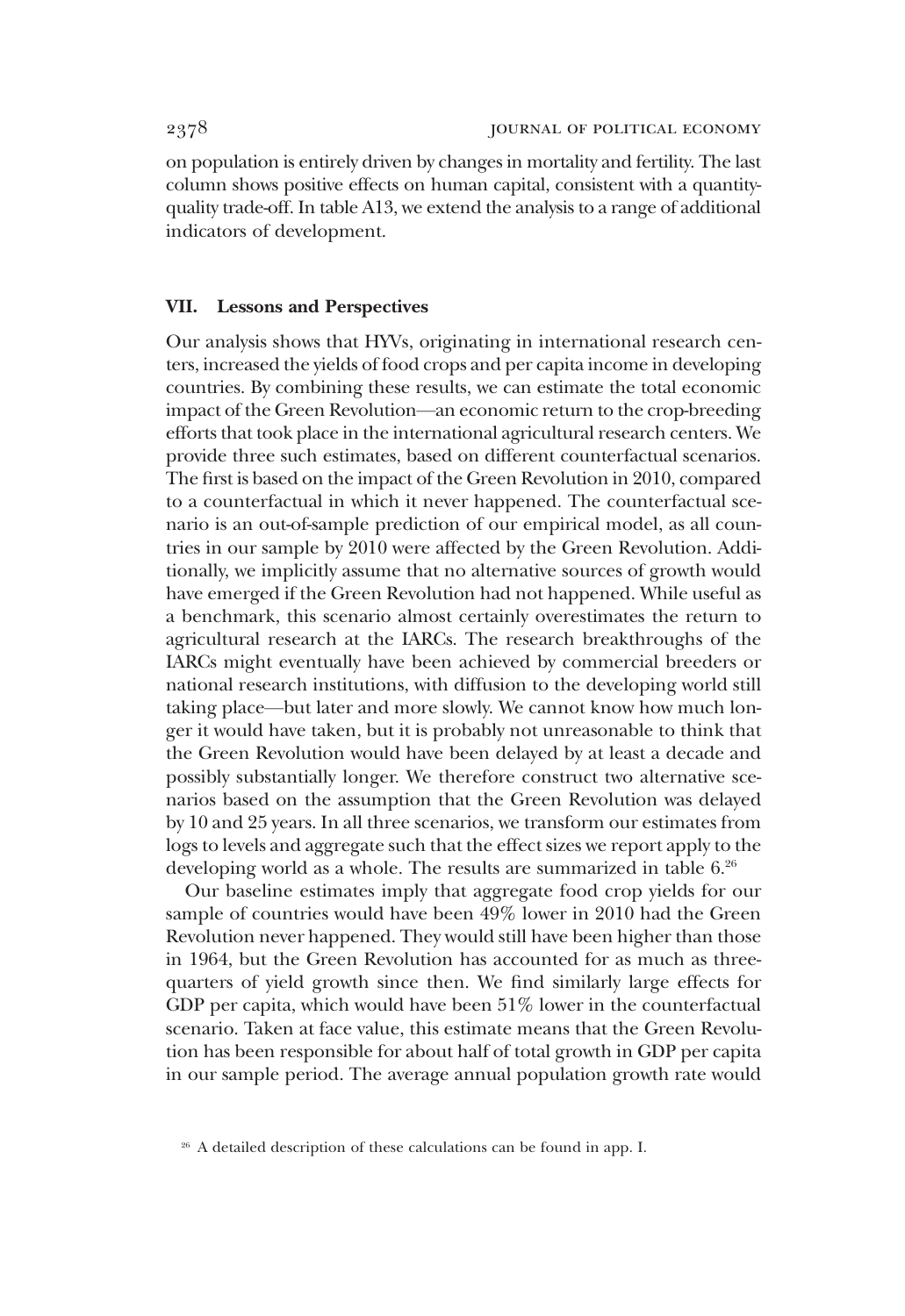on population is entirely driven by changes in mortality and fertility. The last column shows positive effects on human capital, consistent with a quantity-quality trade-off. In table A13, we extend the analysis to a range of additional indicators of development.

## VII. Lessons and Perspectives

Our analysis shows that HYVs, originating in international research centers, increased the yields of food crops and per capita income in developing countries. By combining these results, we can estimate the total economic impact of the Green Revolution—an economic return to the crop-breeding efforts that took place in the international agricultural research centers. We provide three such estimates, based on different counterfactual scenarios. The first is based on the impact of the Green Revolution in 2010, compared to a counterfactual in which it never happened. The counterfactual scenario is an out-of-sample prediction of our empirical model, as all countries in our sample by 2010 were affected by the Green Revolution. Additionally, we implicitly assume that no alternative sources of growth would have emerged if the Green Revolution had not happened. While useful as a benchmark, this scenario almost certainly overestimates the return to agricultural research at the IARCs. The research breakthroughs of the IARCs might eventually have been achieved by commercial breeders or national research institutions, with diffusion to the developing world still taking place—but later and more slowly. We cannot know how much longer it would have taken, but it is probably not unreasonable to think that the Green Revolution would have been delayed by at least a decade and possibly substantially longer. We therefore construct two alternative scenarios based on the assumption that the Green Revolution was delayed by 10 and 25 years. In all three scenarios, we transform our estimates from logs to levels and aggregate such that the effect sizes we report apply to the developing world as a whole. The results are summarized in table 6.[26]

Our baseline estimates imply that aggregate food crop yields for our sample of countries would have been 49% lower in 2010 had the Green Revolution never happened. They would still have been higher than those in 1964, but the Green Revolution has accounted for as much as three-quarters of yield growth since then. We find similarly large effects for GDP per capita, which would have been 51% lower in the counterfactual scenario. Taken at face value, this estimate means that the Green Revolution has been responsible for about half of total growth in GDP per capita in our sample period. The average annual population growth rate would

[26] A detailed description of these calculations can be found in app. I.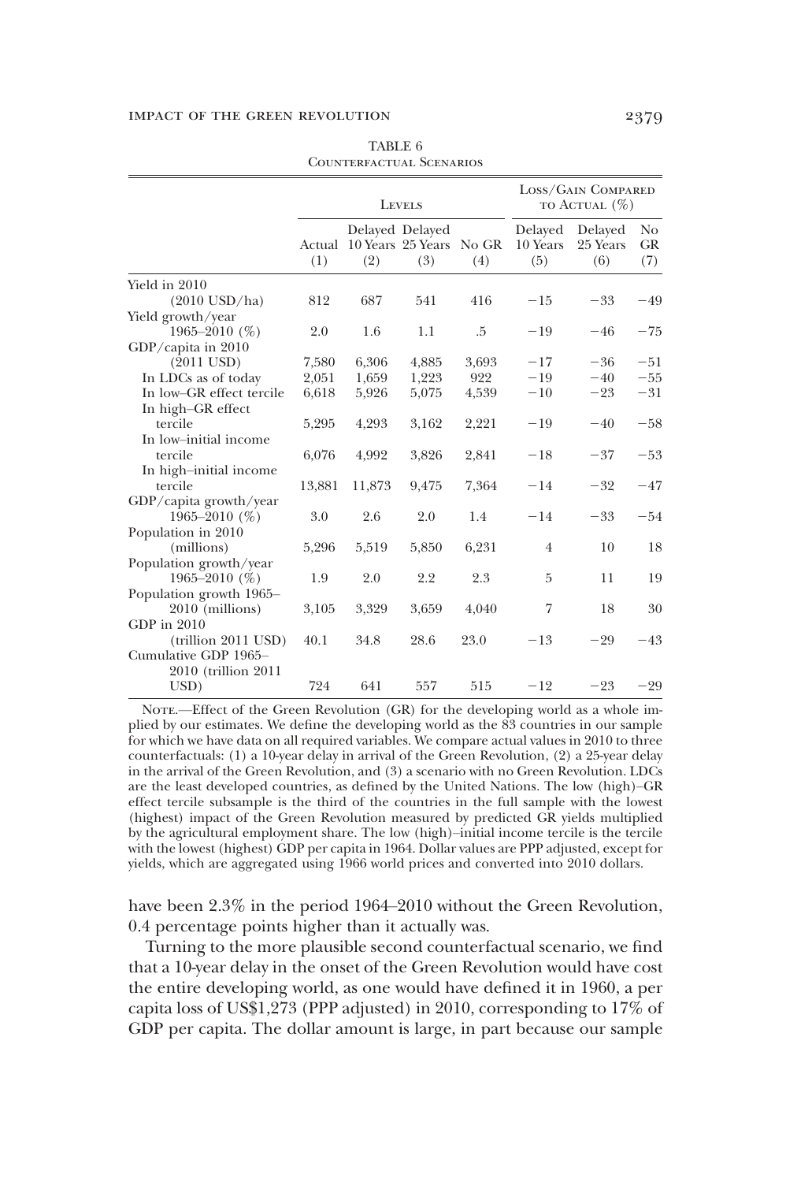TABLE 6
Counterfactual Scenarios

| | Levels | | | | Loss/Gain Compared to Actual (%) | | |
|---|---|---|---|---|---|---|---|
| | Actual (1) | Delayed 10 Years (2) | Delayed 25 Years (3) | No GR (4) | Delayed 10 Years (5) | Delayed 25 Years (6) | No GR (7) |
| Yield in 2010 (2010 USD/ha) | 812 | 687 | 541 | 416 | −15 | −33 | −49 |
| Yield growth/year 1965–2010 (%) | 2.0 | 1.6 | 1.1 | .5 | −19 | −46 | −75 |
| GDP/capita in 2010 (2011 USD) | 7,580 | 6,306 | 4,885 | 3,693 | −17 | −36 | −51 |
| In LDCs as of today | 2,051 | 1,659 | 1,223 | 922 | −19 | −40 | −55 |
| In low–GR effect tercile | 6,618 | 5,926 | 5,075 | 4,539 | −10 | −23 | −31 |
| In high–GR effect tercile | 5,295 | 4,293 | 3,162 | 2,221 | −19 | −40 | −58 |
| In low–initial income tercile | 6,076 | 4,992 | 3,826 | 2,841 | −18 | −37 | −53 |
| In high–initial income tercile | 13,881 | 11,873 | 9,475 | 7,364 | −14 | −32 | −47 |
| GDP/capita growth/year 1965–2010 (%) | 3.0 | 2.6 | 2.0 | 1.4 | −14 | −33 | −54 |
| Population in 2010 (millions) | 5,296 | 5,519 | 5,850 | 6,231 | 4 | 10 | 18 |
| Population growth/year 1965–2010 (%) | 1.9 | 2.0 | 2.2 | 2.3 | 5 | 11 | 19 |
| Population growth 1965–2010 (millions) | 3,105 | 3,329 | 3,659 | 4,040 | 7 | 18 | 30 |
| GDP in 2010 (trillion 2011 USD) | 40.1 | 34.8 | 28.6 | 23.0 | −13 | −29 | −43 |
| Cumulative GDP 1965–2010 (trillion 2011 USD) | 724 | 641 | 557 | 515 | −12 | −23 | −29 |

Note.—Effect of the Green Revolution (GR) for the developing world as a whole implied by our estimates. We define the developing world as the 83 countries in our sample for which we have data on all required variables. We compare actual values in 2010 to three counterfactuals: (1) a 10-year delay in arrival of the Green Revolution, (2) a 25-year delay in the arrival of the Green Revolution, and (3) a scenario with no Green Revolution. LDCs are the least developed countries, as defined by the United Nations. The low (high)–GR effect tercile subsample is the third of the countries in the full sample with the lowest (highest) impact of the Green Revolution measured by predicted GR yields multiplied by the agricultural employment share. The low (high)–initial income tercile is the tercile with the lowest (highest) GDP per capita in 1964. Dollar values are PPP adjusted, except for yields, which are aggregated using 1966 world prices and converted into 2010 dollars.

have been 2.3% in the period 1964–2010 without the Green Revolution, 0.4 percentage points higher than it actually was.

Turning to the more plausible second counterfactual scenario, we find that a 10-year delay in the onset of the Green Revolution would have cost the entire developing world, as one would have defined it in 1960, a per capita loss of US$1,273 (PPP adjusted) in 2010, corresponding to 17% of GDP per capita. The dollar amount is large, in part because our sample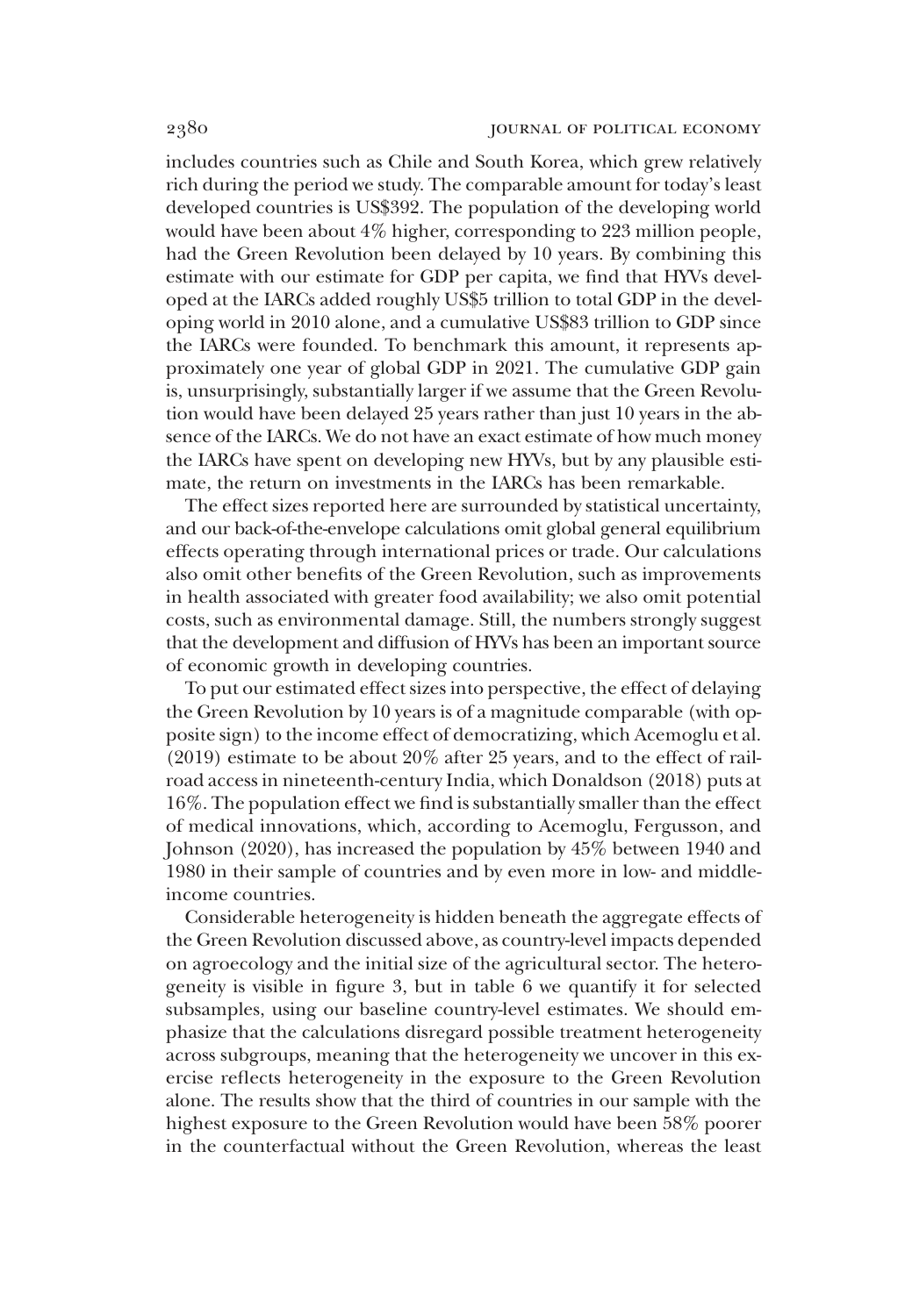includes countries such as Chile and South Korea, which grew relatively rich during the period we study. The comparable amount for today's least developed countries is US$392. The population of the developing world would have been about 4% higher, corresponding to 223 million people, had the Green Revolution been delayed by 10 years. By combining this estimate with our estimate for GDP per capita, we find that HYVs developed at the IARCs added roughly US$5 trillion to total GDP in the developing world in 2010 alone, and a cumulative US$83 trillion to GDP since the IARCs were founded. To benchmark this amount, it represents approximately one year of global GDP in 2021. The cumulative GDP gain is, unsurprisingly, substantially larger if we assume that the Green Revolution would have been delayed 25 years rather than just 10 years in the absence of the IARCs. We do not have an exact estimate of how much money the IARCs have spent on developing new HYVs, but by any plausible estimate, the return on investments in the IARCs has been remarkable.

The effect sizes reported here are surrounded by statistical uncertainty, and our back-of-the-envelope calculations omit global general equilibrium effects operating through international prices or trade. Our calculations also omit other benefits of the Green Revolution, such as improvements in health associated with greater food availability; we also omit potential costs, such as environmental damage. Still, the numbers strongly suggest that the development and diffusion of HYVs has been an important source of economic growth in developing countries.

To put our estimated effect sizes into perspective, the effect of delaying the Green Revolution by 10 years is of a magnitude comparable (with opposite sign) to the income effect of democratizing, which Acemoglu et al. (2019) estimate to be about 20% after 25 years, and to the effect of railroad access in nineteenth-century India, which Donaldson (2018) puts at 16%. The population effect we find is substantially smaller than the effect of medical innovations, which, according to Acemoglu, Fergusson, and Johnson (2020), has increased the population by 45% between 1940 and 1980 in their sample of countries and by even more in low- and middle-income countries.

Considerable heterogeneity is hidden beneath the aggregate effects of the Green Revolution discussed above, as country-level impacts depended on agroecology and the initial size of the agricultural sector. The heterogeneity is visible in figure 3, but in table 6 we quantify it for selected subsamples, using our baseline country-level estimates. We should emphasize that the calculations disregard possible treatment heterogeneity across subgroups, meaning that the heterogeneity we uncover in this exercise reflects heterogeneity in the exposure to the Green Revolution alone. The results show that the third of countries in our sample with the highest exposure to the Green Revolution would have been 58% poorer in the counterfactual without the Green Revolution, whereas the least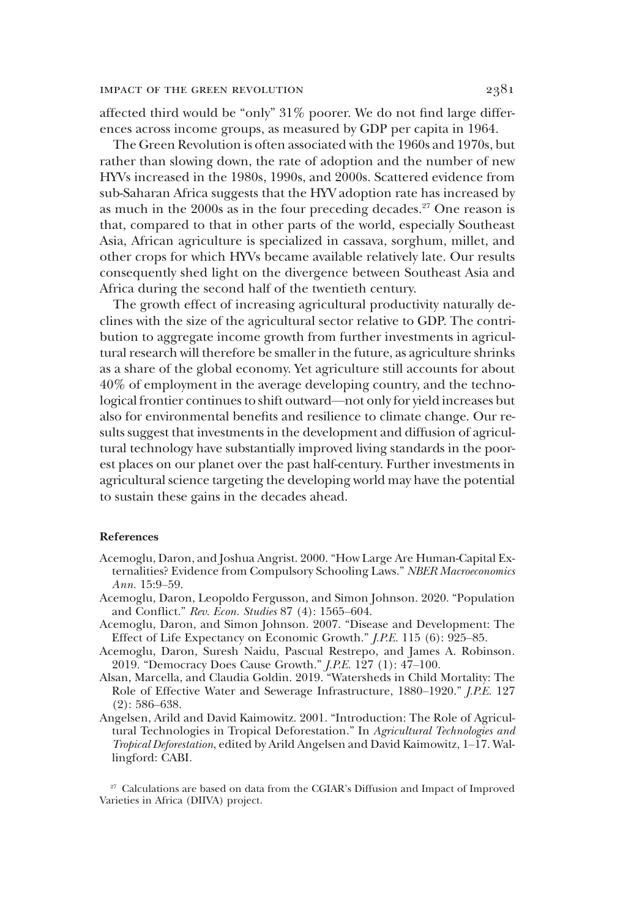affected third would be "only" 31% poorer. We do not find large differences across income groups, as measured by GDP per capita in 1964.

The Green Revolution is often associated with the 1960s and 1970s, but rather than slowing down, the rate of adoption and the number of new HYVs increased in the 1980s, 1990s, and 2000s. Scattered evidence from sub-Saharan Africa suggests that the HYV adoption rate has increased by as much in the 2000s as in the four preceding decades.[27] One reason is that, compared to that in other parts of the world, especially Southeast Asia, African agriculture is specialized in cassava, sorghum, millet, and other crops for which HYVs became available relatively late. Our results consequently shed light on the divergence between Southeast Asia and Africa during the second half of the twentieth century.

The growth effect of increasing agricultural productivity naturally declines with the size of the agricultural sector relative to GDP. The contribution to aggregate income growth from further investments in agricultural research will therefore be smaller in the future, as agriculture shrinks as a share of the global economy. Yet agriculture still accounts for about 40% of employment in the average developing country, and the technological frontier continues to shift outward—not only for yield increases but also for environmental benefits and resilience to climate change. Our results suggest that investments in the development and diffusion of agricultural technology have substantially improved living standards in the poorest places on our planet over the past half-century. Further investments in agricultural science targeting the developing world may have the potential to sustain these gains in the decades ahead.

## References

Acemoglu, Daron, and Joshua Angrist. 2000. "How Large Are Human-Capital Externalities? Evidence from Compulsory Schooling Laws." *NBER Macroeconomics Ann.* 15:9–59.

Acemoglu, Daron, Leopoldo Fergusson, and Simon Johnson. 2020. "Population and Conflict." *Rev. Econ. Studies* 87 (4): 1565–604.

Acemoglu, Daron, and Simon Johnson. 2007. "Disease and Development: The Effect of Life Expectancy on Economic Growth." *J.P.E.* 115 (6): 925–85.

Acemoglu, Daron, Suresh Naidu, Pascual Restrepo, and James A. Robinson. 2019. "Democracy Does Cause Growth." *J.P.E.* 127 (1): 47–100.

Alsan, Marcella, and Claudia Goldin. 2019. "Watersheds in Child Mortality: The Role of Effective Water and Sewerage Infrastructure, 1880–1920." *J.P.E.* 127 (2): 586–638.

Angelsen, Arild and David Kaimowitz. 2001. "Introduction: The Role of Agricultural Technologies in Tropical Deforestation." In *Agricultural Technologies and Tropical Deforestation*, edited by Arild Angelsen and David Kaimowitz, 1–17. Wallingford: CABI.

[27] Calculations are based on data from the CGIAR's Diffusion and Impact of Improved Varieties in Africa (DIIVA) project.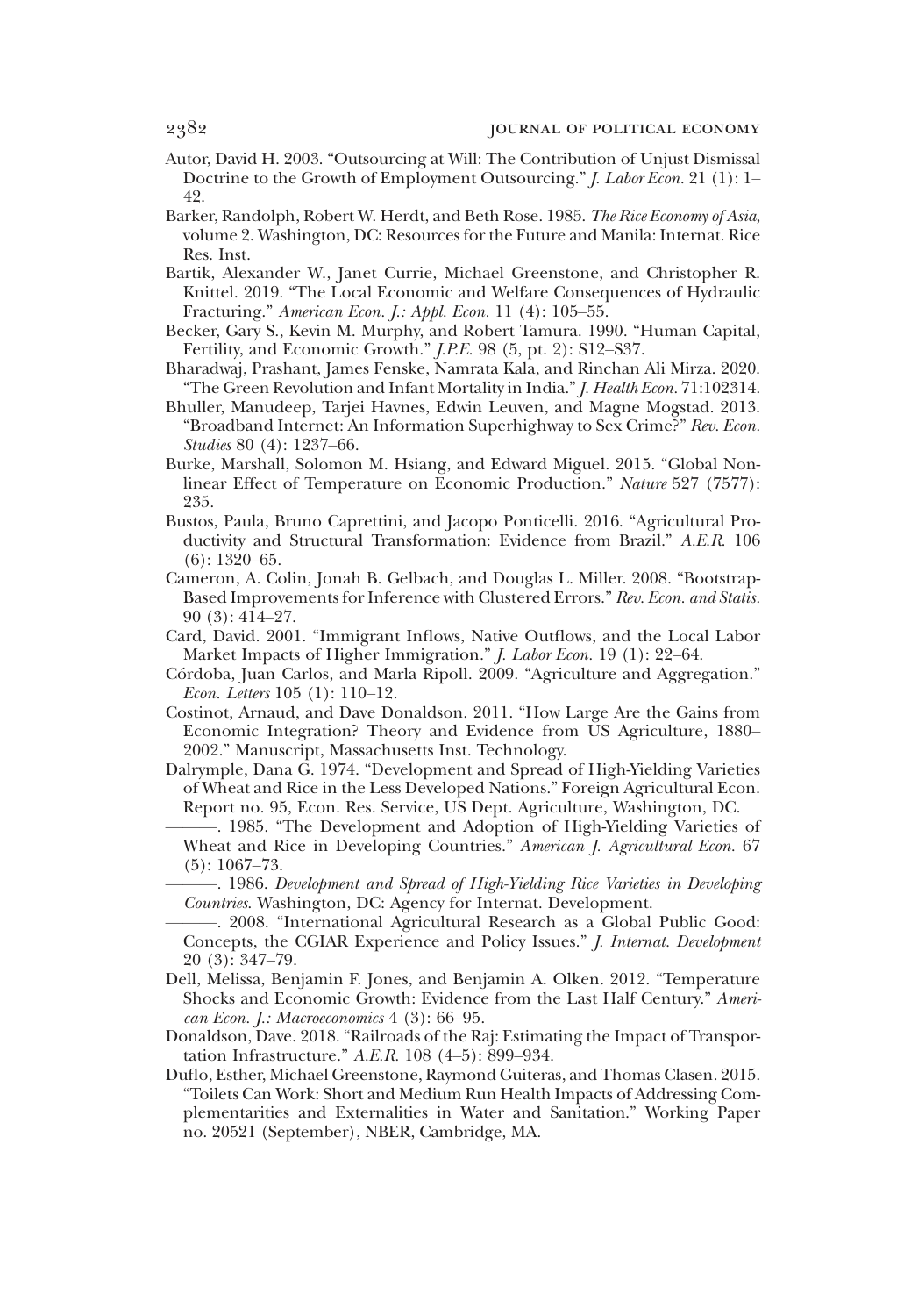Autor, David H. 2003. "Outsourcing at Will: The Contribution of Unjust Dismissal Doctrine to the Growth of Employment Outsourcing." *J. Labor Econ.* 21 (1): 1–42.

Barker, Randolph, Robert W. Herdt, and Beth Rose. 1985. *The Rice Economy of Asia*, volume 2. Washington, DC: Resources for the Future and Manila: Internat. Rice Res. Inst.

Bartik, Alexander W., Janet Currie, Michael Greenstone, and Christopher R. Knittel. 2019. "The Local Economic and Welfare Consequences of Hydraulic Fracturing." *American Econ. J.: Appl. Econ.* 11 (4): 105–55.

Becker, Gary S., Kevin M. Murphy, and Robert Tamura. 1990. "Human Capital, Fertility, and Economic Growth." *J.P.E.* 98 (5, pt. 2): S12–S37.

Bharadwaj, Prashant, James Fenske, Namrata Kala, and Rinchan Ali Mirza. 2020. "The Green Revolution and Infant Mortality in India." *J. Health Econ.* 71:102314.

Bhuller, Manudeep, Tarjei Havnes, Edwin Leuven, and Magne Mogstad. 2013. "Broadband Internet: An Information Superhighway to Sex Crime?" *Rev. Econ. Studies* 80 (4): 1237–66.

Burke, Marshall, Solomon M. Hsiang, and Edward Miguel. 2015. "Global Non-linear Effect of Temperature on Economic Production." *Nature* 527 (7577): 235.

Bustos, Paula, Bruno Caprettini, and Jacopo Ponticelli. 2016. "Agricultural Productivity and Structural Transformation: Evidence from Brazil." *A.E.R.* 106 (6): 1320–65.

Cameron, A. Colin, Jonah B. Gelbach, and Douglas L. Miller. 2008. "Bootstrap-Based Improvements for Inference with Clustered Errors." *Rev. Econ. and Statis.* 90 (3): 414–27.

Card, David. 2001. "Immigrant Inflows, Native Outflows, and the Local Labor Market Impacts of Higher Immigration." *J. Labor Econ.* 19 (1): 22–64.

Córdoba, Juan Carlos, and Marla Ripoll. 2009. "Agriculture and Aggregation." *Econ. Letters* 105 (1): 110–12.

Costinot, Arnaud, and Dave Donaldson. 2011. "How Large Are the Gains from Economic Integration? Theory and Evidence from US Agriculture, 1880–2002." Manuscript, Massachusetts Inst. Technology.

Dalrymple, Dana G. 1974. "Development and Spread of High-Yielding Varieties of Wheat and Rice in the Less Developed Nations." Foreign Agricultural Econ. Report no. 95, Econ. Res. Service, US Dept. Agriculture, Washington, DC.

———. 1985. "The Development and Adoption of High-Yielding Varieties of Wheat and Rice in Developing Countries." *American J. Agricultural Econ.* 67 (5): 1067–73.

———. 1986. *Development and Spread of High-Yielding Rice Varieties in Developing Countries.* Washington, DC: Agency for Internat. Development.

———. 2008. "International Agricultural Research as a Global Public Good: Concepts, the CGIAR Experience and Policy Issues." *J. Internat. Development* 20 (3): 347–79.

Dell, Melissa, Benjamin F. Jones, and Benjamin A. Olken. 2012. "Temperature Shocks and Economic Growth: Evidence from the Last Half Century." *American Econ. J.: Macroeconomics* 4 (3): 66–95.

Donaldson, Dave. 2018. "Railroads of the Raj: Estimating the Impact of Transportation Infrastructure." *A.E.R.* 108 (4–5): 899–934.

Duflo, Esther, Michael Greenstone, Raymond Guiteras, and Thomas Clasen. 2015. "Toilets Can Work: Short and Medium Run Health Impacts of Addressing Complementarities and Externalities in Water and Sanitation." Working Paper no. 20521 (September), NBER, Cambridge, MA.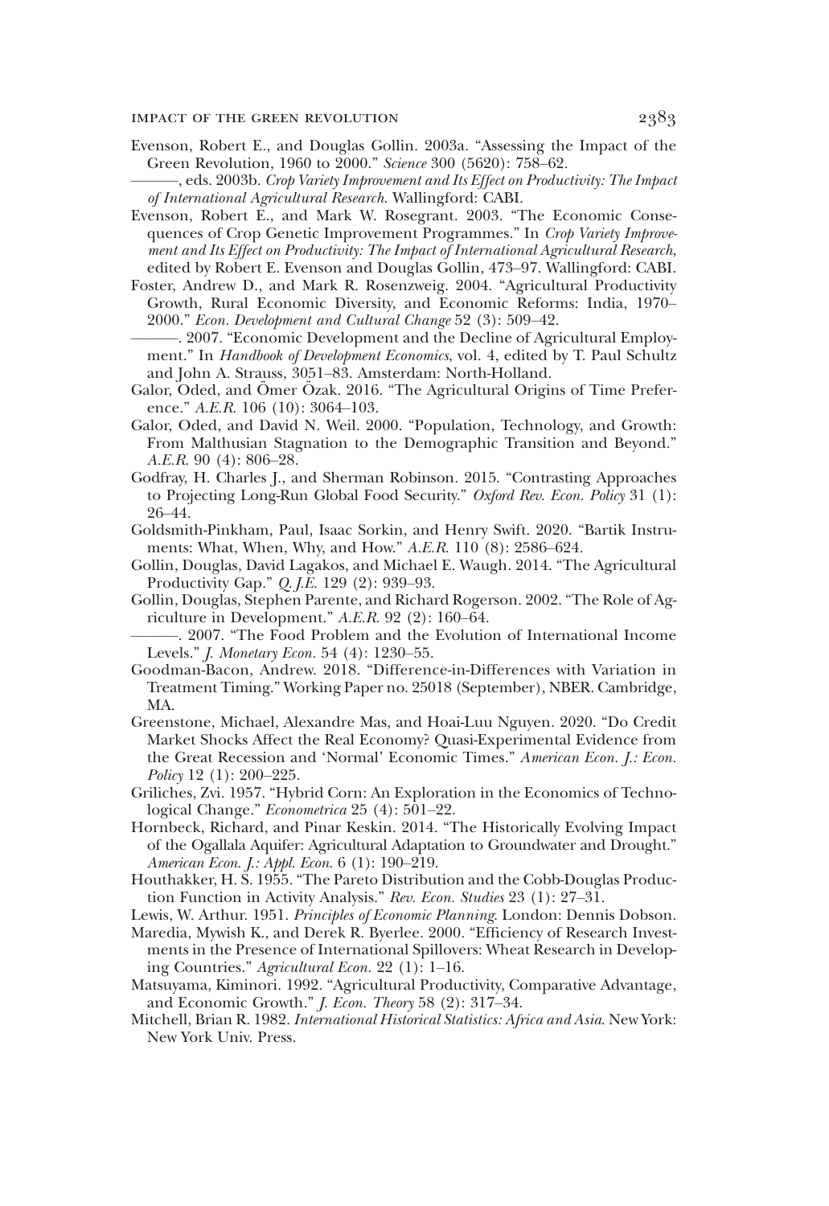Evenson, Robert E., and Douglas Gollin. 2003a. "Assessing the Impact of the Green Revolution, 1960 to 2000." *Science* 300 (5620): 758–62.

———, eds. 2003b. *Crop Variety Improvement and Its Effect on Productivity: The Impact of International Agricultural Research*. Wallingford: CABI.

Evenson, Robert E., and Mark W. Rosegrant. 2003. "The Economic Consequences of Crop Genetic Improvement Programmes." In *Crop Variety Improvement and Its Effect on Productivity: The Impact of International Agricultural Research*, edited by Robert E. Evenson and Douglas Gollin, 473–97. Wallingford: CABI.

Foster, Andrew D., and Mark R. Rosenzweig. 2004. "Agricultural Productivity Growth, Rural Economic Diversity, and Economic Reforms: India, 1970–2000." *Econ. Development and Cultural Change* 52 (3): 509–42.

———. 2007. "Economic Development and the Decline of Agricultural Employment." In *Handbook of Development Economics*, vol. 4, edited by T. Paul Schultz and John A. Strauss, 3051–83. Amsterdam: North-Holland.

Galor, Oded, and Ömer Özak. 2016. "The Agricultural Origins of Time Preference." *A.E.R.* 106 (10): 3064–103.

Galor, Oded, and David N. Weil. 2000. "Population, Technology, and Growth: From Malthusian Stagnation to the Demographic Transition and Beyond." *A.E.R.* 90 (4): 806–28.

Godfray, H. Charles J., and Sherman Robinson. 2015. "Contrasting Approaches to Projecting Long-Run Global Food Security." *Oxford Rev. Econ. Policy* 31 (1): 26–44.

Goldsmith-Pinkham, Paul, Isaac Sorkin, and Henry Swift. 2020. "Bartik Instruments: What, When, Why, and How." *A.E.R.* 110 (8): 2586–624.

Gollin, Douglas, David Lagakos, and Michael E. Waugh. 2014. "The Agricultural Productivity Gap." *Q.J.E.* 129 (2): 939–93.

Gollin, Douglas, Stephen Parente, and Richard Rogerson. 2002. "The Role of Agriculture in Development." *A.E.R.* 92 (2): 160–64.

———. 2007. "The Food Problem and the Evolution of International Income Levels." *J. Monetary Econ.* 54 (4): 1230–55.

Goodman-Bacon, Andrew. 2018. "Difference-in-Differences with Variation in Treatment Timing." Working Paper no. 25018 (September), NBER. Cambridge, MA.

Greenstone, Michael, Alexandre Mas, and Hoai-Luu Nguyen. 2020. "Do Credit Market Shocks Affect the Real Economy? Quasi-Experimental Evidence from the Great Recession and 'Normal' Economic Times." *American Econ. J.: Econ. Policy* 12 (1): 200–225.

Griliches, Zvi. 1957. "Hybrid Corn: An Exploration in the Economics of Technological Change." *Econometrica* 25 (4): 501–22.

Hornbeck, Richard, and Pinar Keskin. 2014. "The Historically Evolving Impact of the Ogallala Aquifer: Agricultural Adaptation to Groundwater and Drought." *American Econ. J.: Appl. Econ.* 6 (1): 190–219.

Houthakker, H. S. 1955. "The Pareto Distribution and the Cobb-Douglas Production Function in Activity Analysis." *Rev. Econ. Studies* 23 (1): 27–31.

Lewis, W. Arthur. 1951. *Principles of Economic Planning*. London: Dennis Dobson.

Maredia, Mywish K., and Derek R. Byerlee. 2000. "Efficiency of Research Investments in the Presence of International Spillovers: Wheat Research in Developing Countries." *Agricultural Econ.* 22 (1): 1–16.

Matsuyama, Kiminori. 1992. "Agricultural Productivity, Comparative Advantage, and Economic Growth." *J. Econ. Theory* 58 (2): 317–34.

Mitchell, Brian R. 1982. *International Historical Statistics: Africa and Asia*. New York: New York Univ. Press.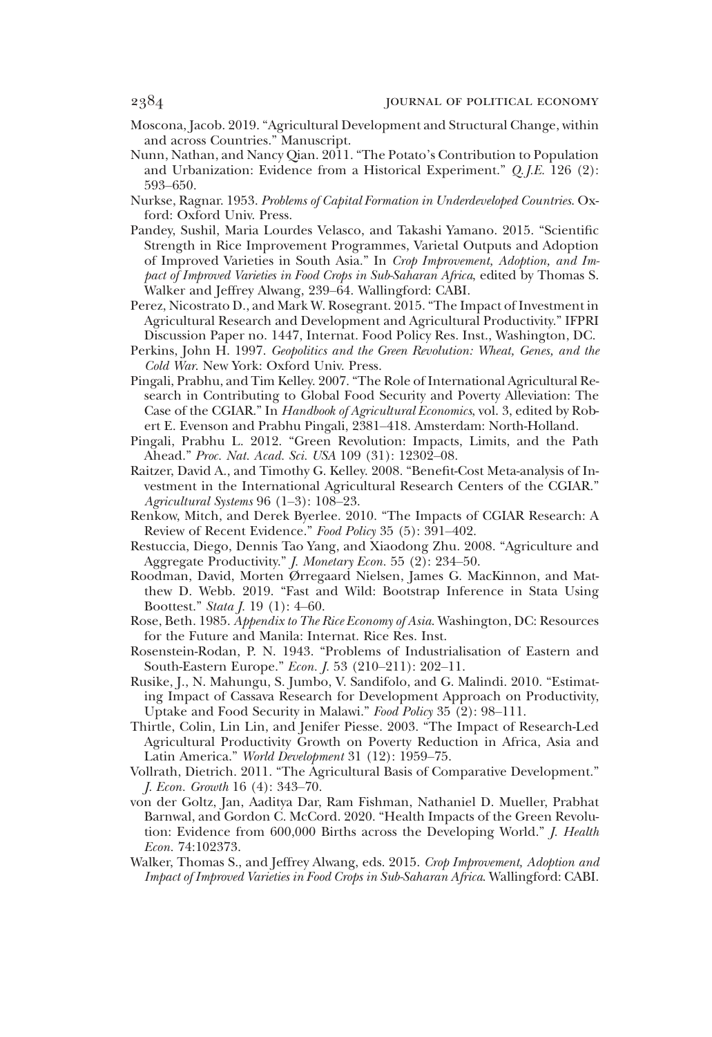Moscona, Jacob. 2019. "Agricultural Development and Structural Change, within and across Countries." Manuscript.

Nunn, Nathan, and Nancy Qian. 2011. "The Potato's Contribution to Population and Urbanization: Evidence from a Historical Experiment." *Q.J.E.* 126 (2): 593–650.

Nurkse, Ragnar. 1953. *Problems of Capital Formation in Underdeveloped Countries*. Oxford: Oxford Univ. Press.

Pandey, Sushil, Maria Lourdes Velasco, and Takashi Yamano. 2015. "Scientific Strength in Rice Improvement Programmes, Varietal Outputs and Adoption of Improved Varieties in South Asia." In *Crop Improvement, Adoption, and Impact of Improved Varieties in Food Crops in Sub-Saharan Africa*, edited by Thomas S. Walker and Jeffrey Alwang, 239–64. Wallingford: CABI.

Perez, Nicostrato D., and Mark W. Rosegrant. 2015. "The Impact of Investment in Agricultural Research and Development and Agricultural Productivity." IFPRI Discussion Paper no. 1447, Internat. Food Policy Res. Inst., Washington, DC.

Perkins, John H. 1997. *Geopolitics and the Green Revolution: Wheat, Genes, and the Cold War*. New York: Oxford Univ. Press.

Pingali, Prabhu, and Tim Kelley. 2007. "The Role of International Agricultural Research in Contributing to Global Food Security and Poverty Alleviation: The Case of the CGIAR." In *Handbook of Agricultural Economics*, vol. 3, edited by Robert E. Evenson and Prabhu Pingali, 2381–418. Amsterdam: North-Holland.

Pingali, Prabhu L. 2012. "Green Revolution: Impacts, Limits, and the Path Ahead." *Proc. Nat. Acad. Sci. USA* 109 (31): 12302–08.

Raitzer, David A., and Timothy G. Kelley. 2008. "Benefit-Cost Meta-analysis of Investment in the International Agricultural Research Centers of the CGIAR." *Agricultural Systems* 96 (1–3): 108–23.

Renkow, Mitch, and Derek Byerlee. 2010. "The Impacts of CGIAR Research: A Review of Recent Evidence." *Food Policy* 35 (5): 391–402.

Restuccia, Diego, Dennis Tao Yang, and Xiaodong Zhu. 2008. "Agriculture and Aggregate Productivity." *J. Monetary Econ.* 55 (2): 234–50.

Roodman, David, Morten Ørregaard Nielsen, James G. MacKinnon, and Matthew D. Webb. 2019. "Fast and Wild: Bootstrap Inference in Stata Using Boottest." *Stata J.* 19 (1): 4–60.

Rose, Beth. 1985. *Appendix to The Rice Economy of Asia*. Washington, DC: Resources for the Future and Manila: Internat. Rice Res. Inst.

Rosenstein-Rodan, P. N. 1943. "Problems of Industrialisation of Eastern and South-Eastern Europe." *Econ. J.* 53 (210–211): 202–11.

Rusike, J., N. Mahungu, S. Jumbo, V. Sandifolo, and G. Malindi. 2010. "Estimating Impact of Cassava Research for Development Approach on Productivity, Uptake and Food Security in Malawi." *Food Policy* 35 (2): 98–111.

Thirtle, Colin, Lin Lin, and Jenifer Piesse. 2003. "The Impact of Research-Led Agricultural Productivity Growth on Poverty Reduction in Africa, Asia and Latin America." *World Development* 31 (12): 1959–75.

Vollrath, Dietrich. 2011. "The Agricultural Basis of Comparative Development." *J. Econ. Growth* 16 (4): 343–70.

von der Goltz, Jan, Aaditya Dar, Ram Fishman, Nathaniel D. Mueller, Prabhat Barnwal, and Gordon C. McCord. 2020. "Health Impacts of the Green Revolution: Evidence from 600,000 Births across the Developing World." *J. Health Econ.* 74:102373.

Walker, Thomas S., and Jeffrey Alwang, eds. 2015. *Crop Improvement, Adoption and Impact of Improved Varieties in Food Crops in Sub-Saharan Africa*. Wallingford: CABI.